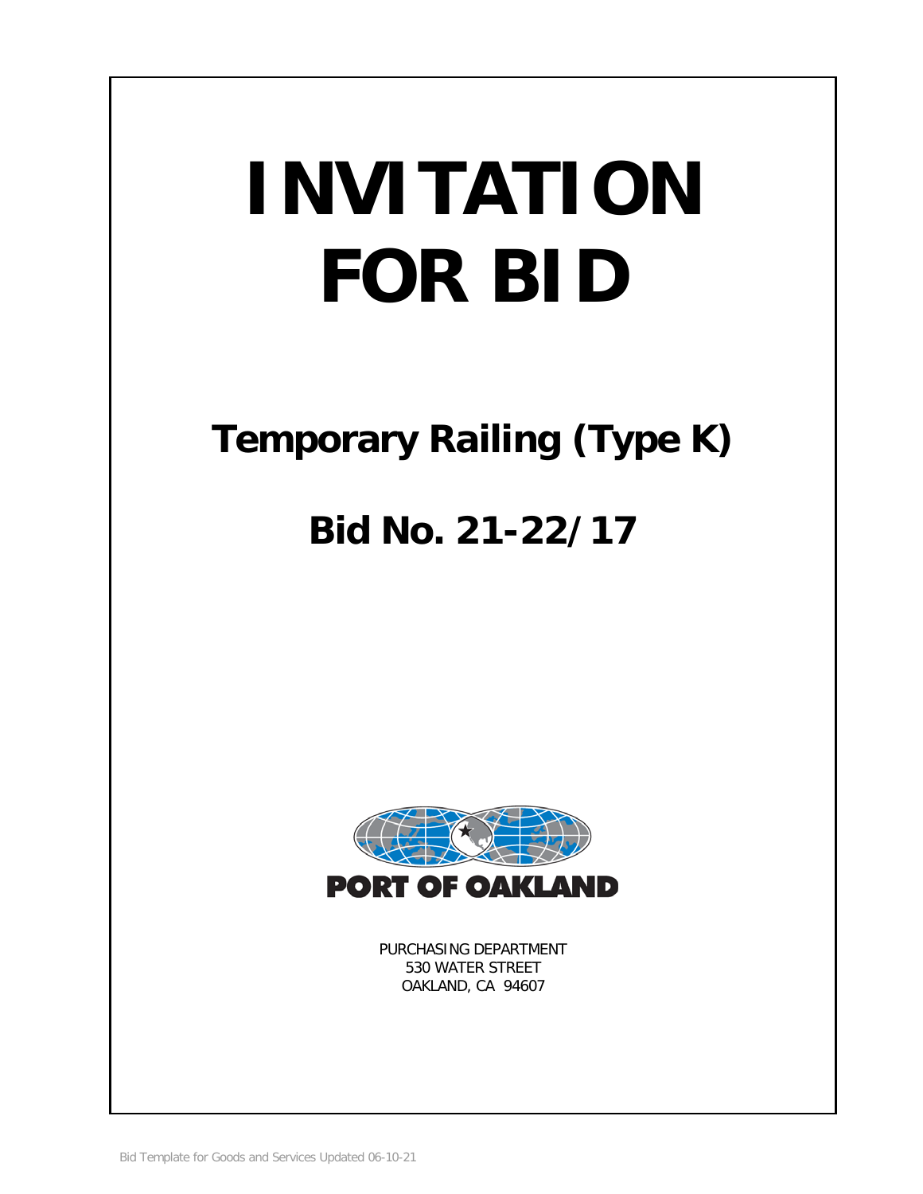# INVITATION FOR BID

## Temporary Railing (Type K)

## Bid No. 21-22/17

PORT OF OAKLAND

PURCHASING DEPARTMENT
530 WATER STREET
OAKLAND, CA 94607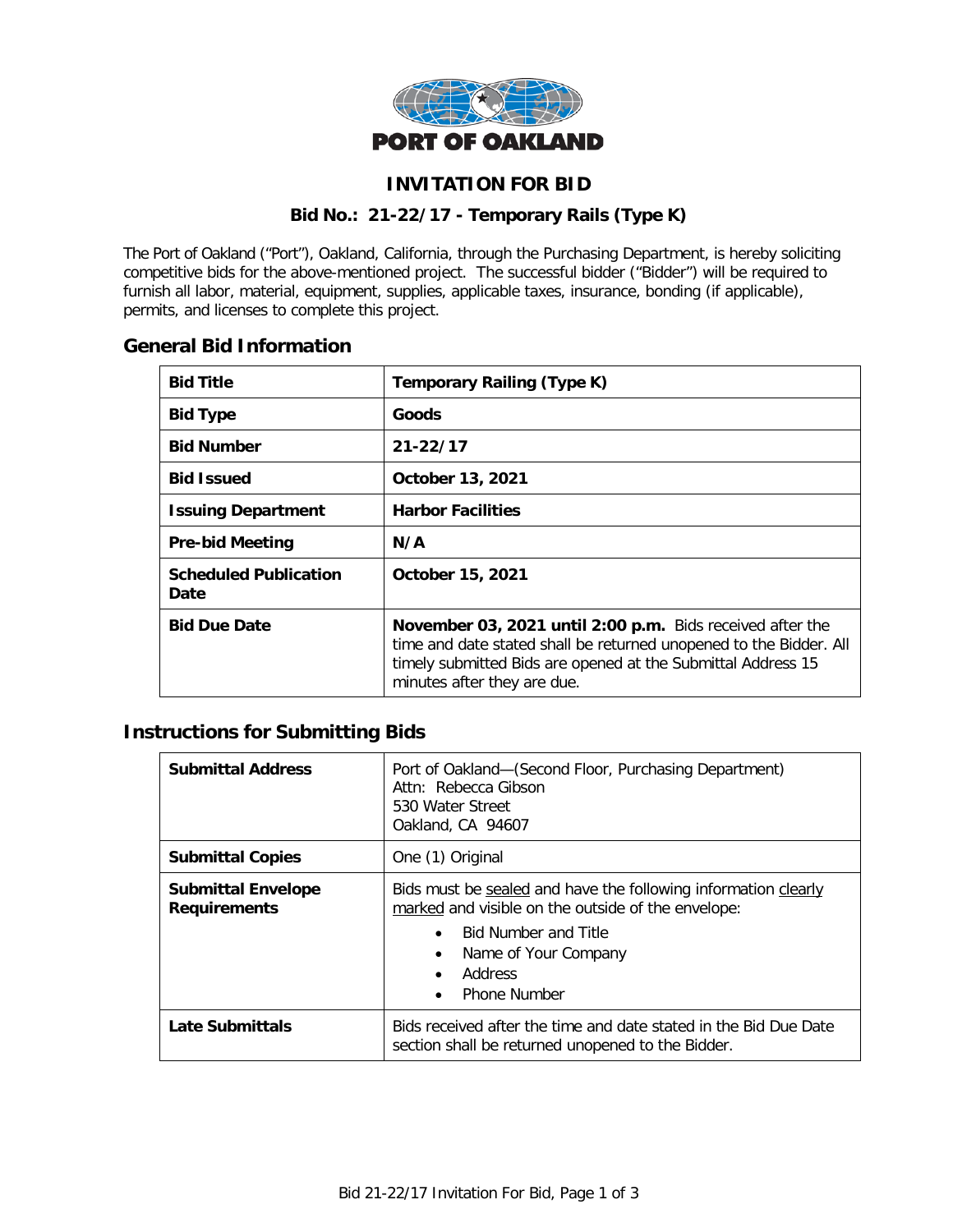PORT OF OAKLAND

# INVITATION FOR BID

## Bid No.: 21-22/17 - Temporary Rails (Type K)

The Port of Oakland ("Port"), Oakland, California, through the Purchasing Department, is hereby soliciting competitive bids for the above-mentioned project. The successful bidder ("Bidder") will be required to furnish all labor, material, equipment, supplies, applicable taxes, insurance, bonding (if applicable), permits, and licenses to complete this project.

## General Bid Information

| | |
|---|---|
| **Bid Title** | **Temporary Railing (Type K)** |
| **Bid Type** | **Goods** |
| **Bid Number** | **21-22/17** |
| **Bid Issued** | **October 13, 2021** |
| **Issuing Department** | **Harbor Facilities** |
| **Pre-bid Meeting** | **N/A** |
| **Scheduled Publication Date** | **October 15, 2021** |
| **Bid Due Date** | **November 03, 2021 until 2:00 p.m.** Bids received after the time and date stated shall be returned unopened to the Bidder. All timely submitted Bids are opened at the Submittal Address 15 minutes after they are due. |

## Instructions for Submitting Bids

| | |
|---|---|
| **Submittal Address** | Port of Oakland—(Second Floor, Purchasing Department)<br>Attn: Rebecca Gibson<br>530 Water Street<br>Oakland, CA 94607 |
| **Submittal Copies** | One (1) Original |
| **Submittal Envelope Requirements** | Bids must be sealed and have the following information clearly marked and visible on the outside of the envelope:<br>• Bid Number and Title<br>• Name of Your Company<br>• Address<br>• Phone Number |
| **Late Submittals** | Bids received after the time and date stated in the Bid Due Date section shall be returned unopened to the Bidder. |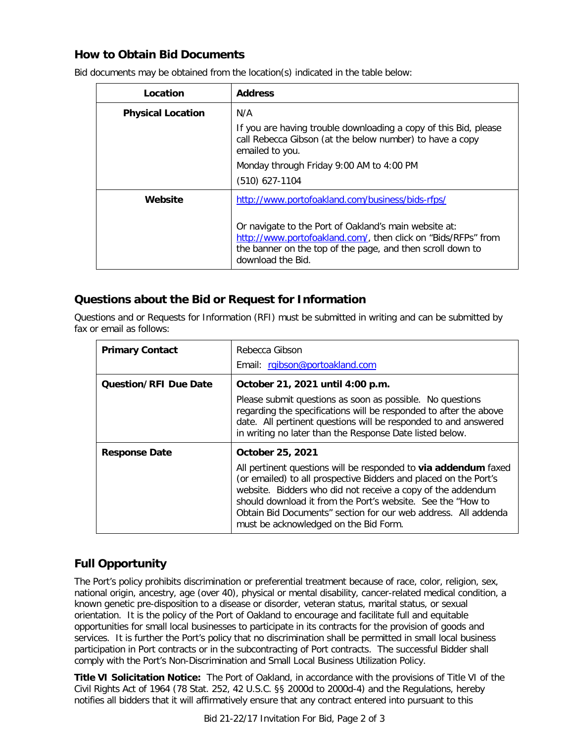## How to Obtain Bid Documents

Bid documents may be obtained from the location(s) indicated in the table below:

| Location | Address |
|---|---|
| **Physical Location** | N/A<br><br>If you are having trouble downloading a copy of this Bid, please call Rebecca Gibson (at the below number) to have a copy emailed to you.<br><br>Monday through Friday 9:00 AM to 4:00 PM<br><br>(510) 627-1104 |
| **Website** | [http://www.portofoakland.com/business/bids-rfps/](http://www.portofoakland.com/business/bids-rfps/)<br><br>Or navigate to the Port of Oakland's main website at: [http://www.portofoakland.com/](http://www.portofoakland.com/), then click on "Bids/RFPs" from the banner on the top of the page, and then scroll down to download the Bid. |

## Questions about the Bid or Request for Information

Questions and or Requests for Information (RFI) must be submitted in writing and can be submitted by fax or email as follows:

| | |
|---|---|
| **Primary Contact** | Rebecca Gibson<br><br>Email: [rgibson@portoakland.com](mailto:rgibson@portoakland.com) |
| **Question/RFI Due Date** | **October 21, 2021 until 4:00 p.m.**<br><br>Please submit questions as soon as possible. No questions regarding the specifications will be responded to after the above date. All pertinent questions will be responded to and answered in writing no later than the Response Date listed below. |
| **Response Date** | **October 25, 2021**<br><br>All pertinent questions will be responded to **via addendum** faxed (or emailed) to all prospective Bidders and placed on the Port's website. Bidders who did not receive a copy of the addendum should download it from the Port's website. See the "How to Obtain Bid Documents" section for our web address. All addenda must be acknowledged on the Bid Form. |

## Full Opportunity

The Port's policy prohibits discrimination or preferential treatment because of race, color, religion, sex, national origin, ancestry, age (over 40), physical or mental disability, cancer-related medical condition, a known genetic pre-disposition to a disease or disorder, veteran status, marital status, or sexual orientation. It is the policy of the Port of Oakland to encourage and facilitate full and equitable opportunities for small local businesses to participate in its contracts for the provision of goods and services. It is further the Port's policy that no discrimination shall be permitted in small local business participation in Port contracts or in the subcontracting of Port contracts. The successful Bidder shall comply with the Port's Non-Discrimination and Small Local Business Utilization Policy.

**Title VI Solicitation Notice:** The Port of Oakland, in accordance with the provisions of Title VI of the Civil Rights Act of 1964 (78 Stat. 252, 42 U.S.C. §§ 2000d to 2000d-4) and the Regulations, hereby notifies all bidders that it will affirmatively ensure that any contract entered into pursuant to this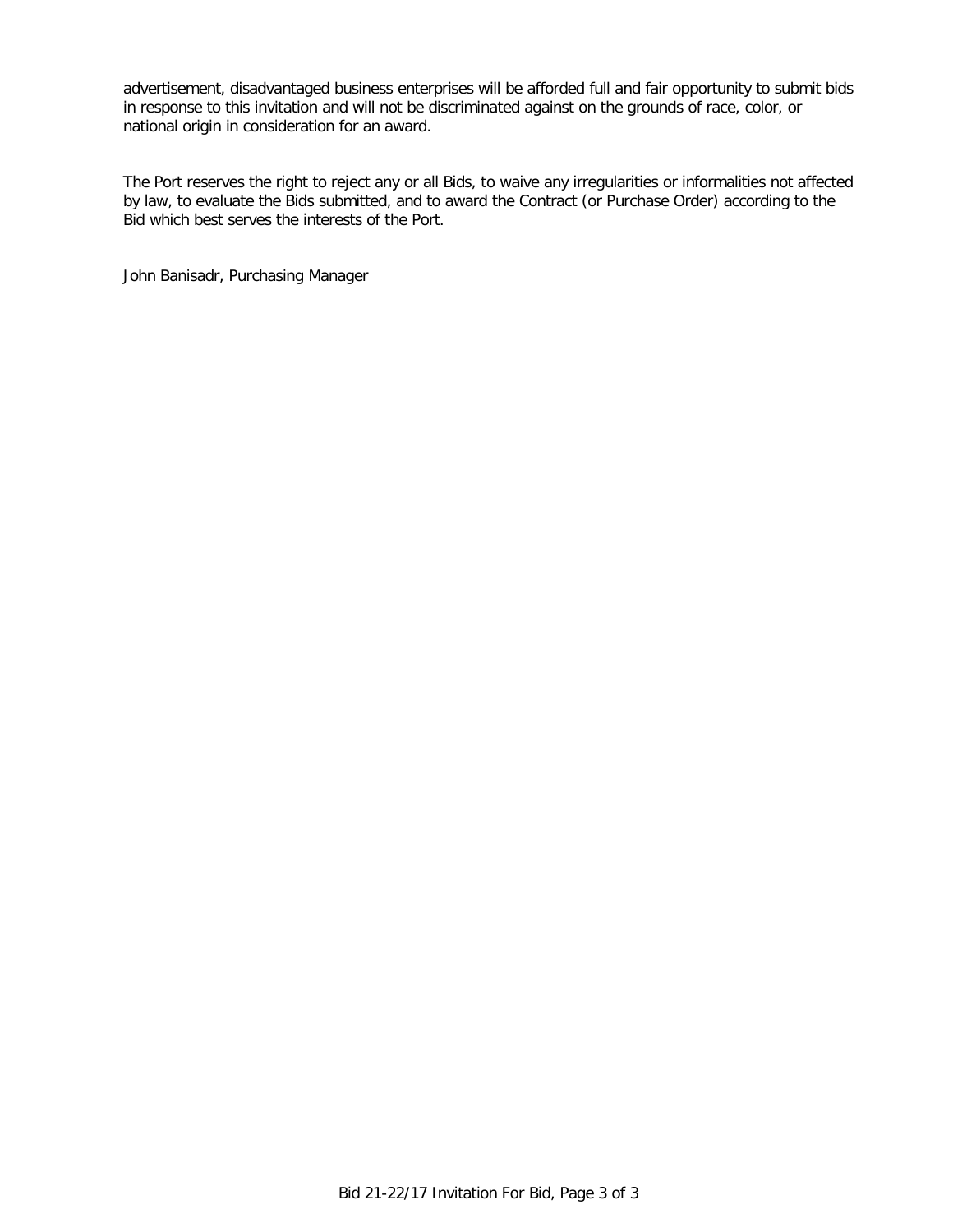advertisement, disadvantaged business enterprises will be afforded full and fair opportunity to submit bids in response to this invitation and will not be discriminated against on the grounds of race, color, or national origin in consideration for an award.

The Port reserves the right to reject any or all Bids, to waive any irregularities or informalities not affected by law, to evaluate the Bids submitted, and to award the Contract (or Purchase Order) according to the Bid which best serves the interests of the Port.

John Banisadr, Purchasing Manager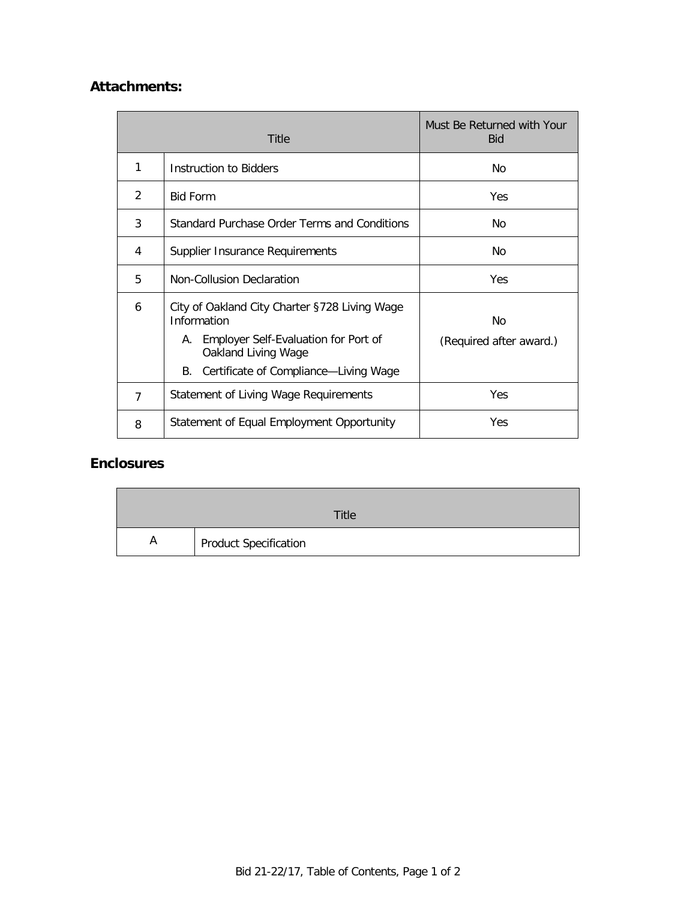## Attachments:

| | Title | Must Be Returned with Your Bid |
|---|---|---|
| 1 | Instruction to Bidders | No |
| 2 | Bid Form | Yes |
| 3 | Standard Purchase Order Terms and Conditions | No |
| 4 | Supplier Insurance Requirements | No |
| 5 | Non-Collusion Declaration | Yes |
| 6 | City of Oakland City Charter §728 Living Wage Information<br>A. Employer Self-Evaluation for Port of Oakland Living Wage<br>B. Certificate of Compliance—Living Wage | No<br>(Required after award.) |
| 7 | Statement of Living Wage Requirements | Yes |
| 8 | Statement of Equal Employment Opportunity | Yes |

## Enclosures

| | Title |
|---|---|
| A | Product Specification |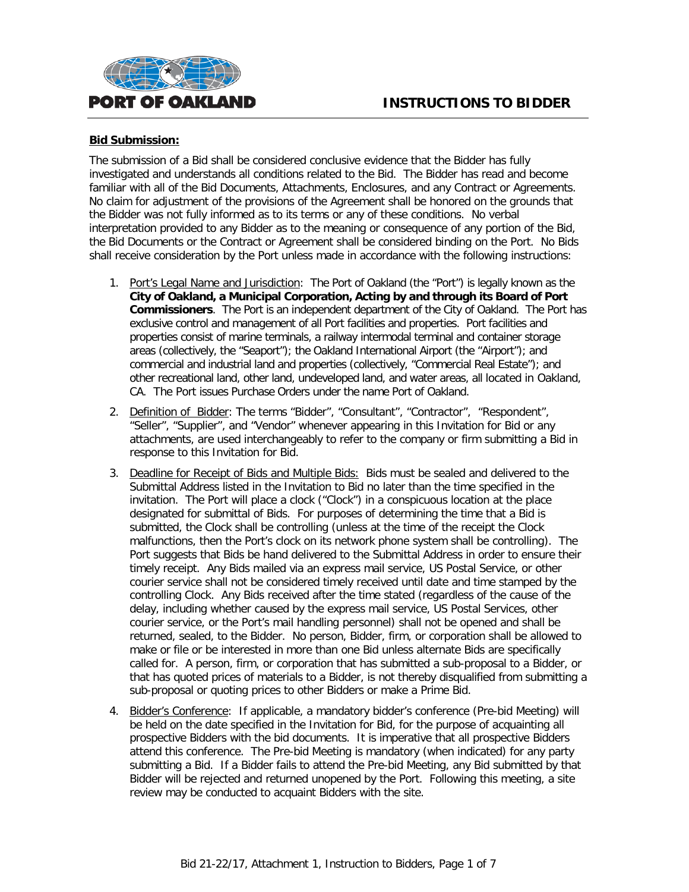# INSTRUCTIONS TO BIDDER

**Bid Submission:**

The submission of a Bid shall be considered conclusive evidence that the Bidder has fully investigated and understands all conditions related to the Bid. The Bidder has read and become familiar with all of the Bid Documents, Attachments, Enclosures, and any Contract or Agreements. No claim for adjustment of the provisions of the Agreement shall be honored on the grounds that the Bidder was not fully informed as to its terms or any of these conditions. No verbal interpretation provided to any Bidder as to the meaning or consequence of any portion of the Bid, the Bid Documents or the Contract or Agreement shall be considered binding on the Port. No Bids shall receive consideration by the Port unless made in accordance with the following instructions:

1. Port's Legal Name and Jurisdiction: The Port of Oakland (the "Port") is legally known as the **City of Oakland, a Municipal Corporation, Acting by and through its Board of Port Commissioners**. The Port is an independent department of the City of Oakland. The Port has exclusive control and management of all Port facilities and properties. Port facilities and properties consist of marine terminals, a railway intermodal terminal and container storage areas (collectively, the "Seaport"); the Oakland International Airport (the "Airport"); and commercial and industrial land and properties (collectively, "Commercial Real Estate"); and other recreational land, other land, undeveloped land, and water areas, all located in Oakland, CA. The Port issues Purchase Orders under the name Port of Oakland.

2. Definition of Bidder: The terms "Bidder", "Consultant", "Contractor", "Respondent", "Seller", "Supplier", and "Vendor" whenever appearing in this Invitation for Bid or any attachments, are used interchangeably to refer to the company or firm submitting a Bid in response to this Invitation for Bid.

3. Deadline for Receipt of Bids and Multiple Bids: Bids must be sealed and delivered to the Submittal Address listed in the Invitation to Bid no later than the time specified in the invitation. The Port will place a clock ("Clock") in a conspicuous location at the place designated for submittal of Bids. For purposes of determining the time that a Bid is submitted, the Clock shall be controlling (unless at the time of the receipt the Clock malfunctions, then the Port's clock on its network phone system shall be controlling). The Port suggests that Bids be hand delivered to the Submittal Address in order to ensure their timely receipt. Any Bids mailed via an express mail service, US Postal Service, or other courier service shall not be considered timely received until date and time stamped by the controlling Clock. Any Bids received after the time stated (regardless of the cause of the delay, including whether caused by the express mail service, US Postal Services, other courier service, or the Port's mail handling personnel) shall not be opened and shall be returned, sealed, to the Bidder. No person, Bidder, firm, or corporation shall be allowed to make or file or be interested in more than one Bid unless alternate Bids are specifically called for. A person, firm, or corporation that has submitted a sub-proposal to a Bidder, or that has quoted prices of materials to a Bidder, is not thereby disqualified from submitting a sub-proposal or quoting prices to other Bidders or make a Prime Bid.

4. Bidder's Conference: If applicable, a mandatory bidder's conference (Pre-bid Meeting) will be held on the date specified in the Invitation for Bid, for the purpose of acquainting all prospective Bidders with the bid documents. It is imperative that all prospective Bidders attend this conference. The Pre-bid Meeting is mandatory (when indicated) for any party submitting a Bid. If a Bidder fails to attend the Pre-bid Meeting, any Bid submitted by that Bidder will be rejected and returned unopened by the Port. Following this meeting, a site review may be conducted to acquaint Bidders with the site.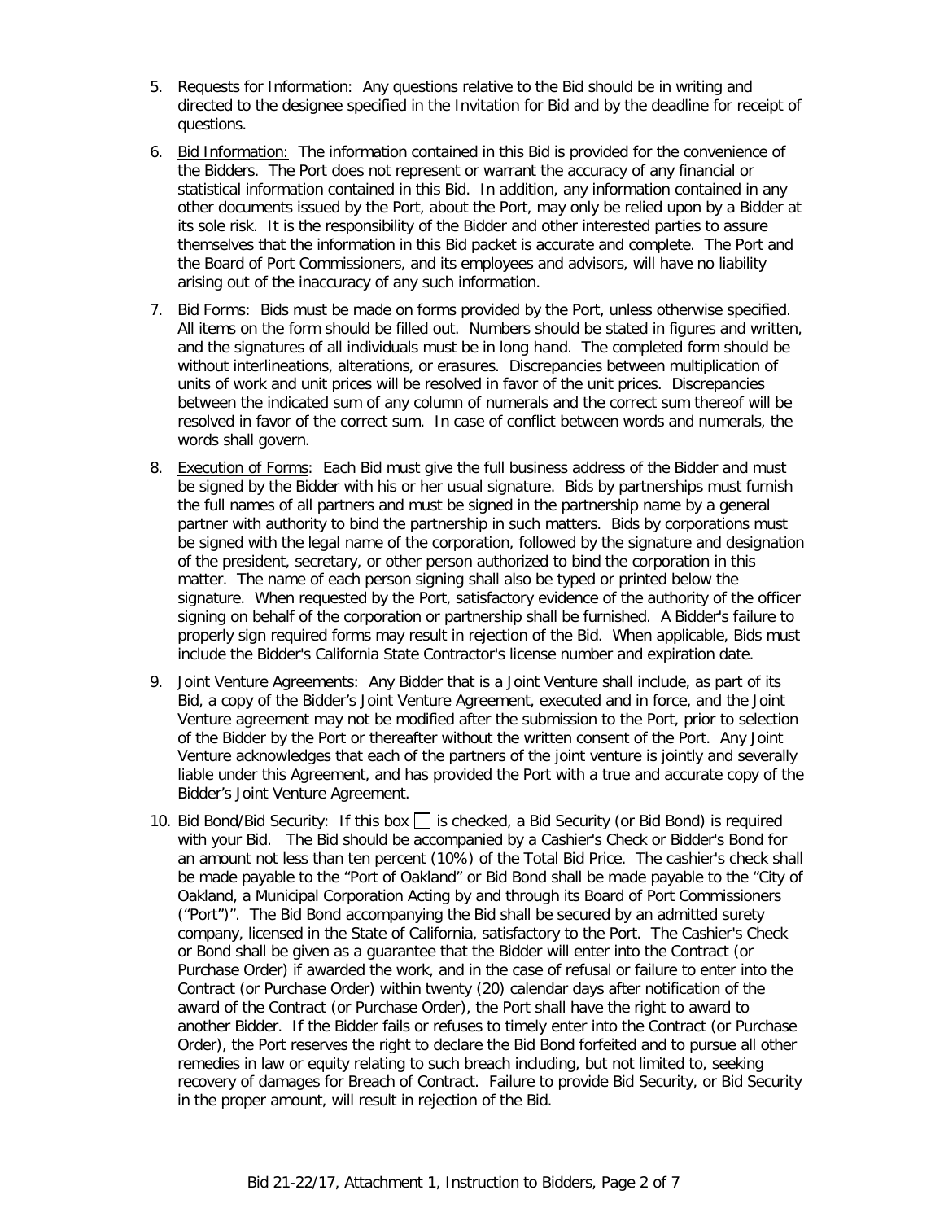5. Requests for Information: Any questions relative to the Bid should be in writing and directed to the designee specified in the Invitation for Bid and by the deadline for receipt of questions.

6. Bid Information: The information contained in this Bid is provided for the convenience of the Bidders. The Port does not represent or warrant the accuracy of any financial or statistical information contained in this Bid. In addition, any information contained in any other documents issued by the Port, about the Port, may only be relied upon by a Bidder at its sole risk. It is the responsibility of the Bidder and other interested parties to assure themselves that the information in this Bid packet is accurate and complete. The Port and the Board of Port Commissioners, and its employees and advisors, will have no liability arising out of the inaccuracy of any such information.

7. Bid Forms: Bids must be made on forms provided by the Port, unless otherwise specified. All items on the form should be filled out. Numbers should be stated in figures and written, and the signatures of all individuals must be in long hand. The completed form should be without interlineations, alterations, or erasures. Discrepancies between multiplication of units of work and unit prices will be resolved in favor of the unit prices. Discrepancies between the indicated sum of any column of numerals and the correct sum thereof will be resolved in favor of the correct sum. In case of conflict between words and numerals, the words shall govern.

8. Execution of Forms: Each Bid must give the full business address of the Bidder and must be signed by the Bidder with his or her usual signature. Bids by partnerships must furnish the full names of all partners and must be signed in the partnership name by a general partner with authority to bind the partnership in such matters. Bids by corporations must be signed with the legal name of the corporation, followed by the signature and designation of the president, secretary, or other person authorized to bind the corporation in this matter. The name of each person signing shall also be typed or printed below the signature. When requested by the Port, satisfactory evidence of the authority of the officer signing on behalf of the corporation or partnership shall be furnished. A Bidder's failure to properly sign required forms may result in rejection of the Bid. When applicable, Bids must include the Bidder's California State Contractor's license number and expiration date.

9. Joint Venture Agreements: Any Bidder that is a Joint Venture shall include, as part of its Bid, a copy of the Bidder's Joint Venture Agreement, executed and in force, and the Joint Venture agreement may not be modified after the submission to the Port, prior to selection of the Bidder by the Port or thereafter without the written consent of the Port. Any Joint Venture acknowledges that each of the partners of the joint venture is jointly and severally liable under this Agreement, and has provided the Port with a true and accurate copy of the Bidder's Joint Venture Agreement.

10. Bid Bond/Bid Security: If this box ☐ is checked, a Bid Security (or Bid Bond) is required with your Bid. The Bid should be accompanied by a Cashier's Check or Bidder's Bond for an amount not less than ten percent (10%) of the Total Bid Price. The cashier's check shall be made payable to the "Port of Oakland" or Bid Bond shall be made payable to the "City of Oakland, a Municipal Corporation Acting by and through its Board of Port Commissioners ("Port")". The Bid Bond accompanying the Bid shall be secured by an admitted surety company, licensed in the State of California, satisfactory to the Port. The Cashier's Check or Bond shall be given as a guarantee that the Bidder will enter into the Contract (or Purchase Order) if awarded the work, and in the case of refusal or failure to enter into the Contract (or Purchase Order) within twenty (20) calendar days after notification of the award of the Contract (or Purchase Order), the Port shall have the right to award to another Bidder. If the Bidder fails or refuses to timely enter into the Contract (or Purchase Order), the Port reserves the right to declare the Bid Bond forfeited and to pursue all other remedies in law or equity relating to such breach including, but not limited to, seeking recovery of damages for Breach of Contract. Failure to provide Bid Security, or Bid Security in the proper amount, will result in rejection of the Bid.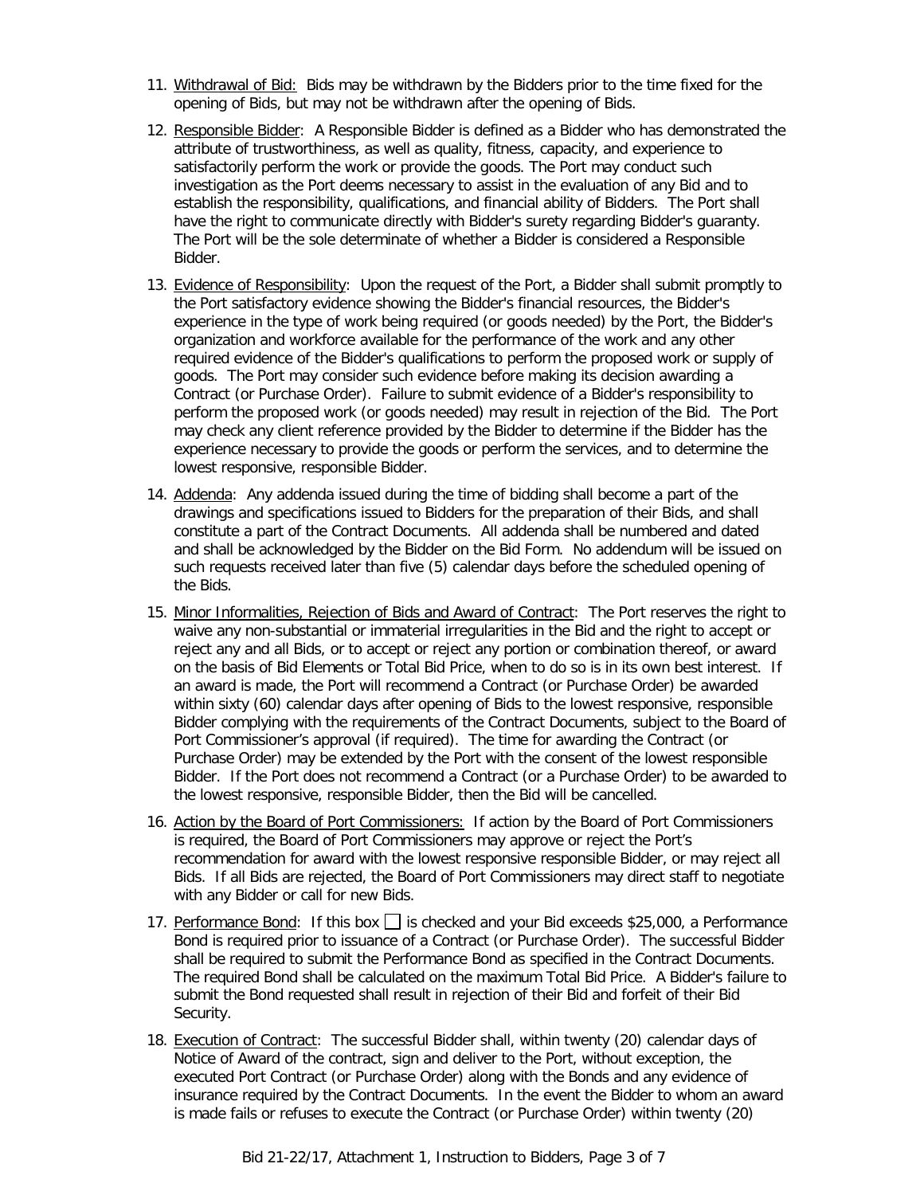11. Withdrawal of Bid: Bids may be withdrawn by the Bidders prior to the time fixed for the opening of Bids, but may not be withdrawn after the opening of Bids.

12. Responsible Bidder: A Responsible Bidder is defined as a Bidder who has demonstrated the attribute of trustworthiness, as well as quality, fitness, capacity, and experience to satisfactorily perform the work or provide the goods. The Port may conduct such investigation as the Port deems necessary to assist in the evaluation of any Bid and to establish the responsibility, qualifications, and financial ability of Bidders. The Port shall have the right to communicate directly with Bidder's surety regarding Bidder's guaranty. The Port will be the sole determinate of whether a Bidder is considered a Responsible Bidder.

13. Evidence of Responsibility: Upon the request of the Port, a Bidder shall submit promptly to the Port satisfactory evidence showing the Bidder's financial resources, the Bidder's experience in the type of work being required (or goods needed) by the Port, the Bidder's organization and workforce available for the performance of the work and any other required evidence of the Bidder's qualifications to perform the proposed work or supply of goods. The Port may consider such evidence before making its decision awarding a Contract (or Purchase Order). Failure to submit evidence of a Bidder's responsibility to perform the proposed work (or goods needed) may result in rejection of the Bid. The Port may check any client reference provided by the Bidder to determine if the Bidder has the experience necessary to provide the goods or perform the services, and to determine the lowest responsive, responsible Bidder.

14. Addenda: Any addenda issued during the time of bidding shall become a part of the drawings and specifications issued to Bidders for the preparation of their Bids, and shall constitute a part of the Contract Documents. All addenda shall be numbered and dated and shall be acknowledged by the Bidder on the Bid Form. No addendum will be issued on such requests received later than five (5) calendar days before the scheduled opening of the Bids.

15. Minor Informalities, Rejection of Bids and Award of Contract: The Port reserves the right to waive any non-substantial or immaterial irregularities in the Bid and the right to accept or reject any and all Bids, or to accept or reject any portion or combination thereof, or award on the basis of Bid Elements or Total Bid Price, when to do so is in its own best interest. If an award is made, the Port will recommend a Contract (or Purchase Order) be awarded within sixty (60) calendar days after opening of Bids to the lowest responsive, responsible Bidder complying with the requirements of the Contract Documents, subject to the Board of Port Commissioner's approval (if required). The time for awarding the Contract (or Purchase Order) may be extended by the Port with the consent of the lowest responsible Bidder. If the Port does not recommend a Contract (or a Purchase Order) to be awarded to the lowest responsive, responsible Bidder, then the Bid will be cancelled.

16. Action by the Board of Port Commissioners: If action by the Board of Port Commissioners is required, the Board of Port Commissioners may approve or reject the Port's recommendation for award with the lowest responsive responsible Bidder, or may reject all Bids. If all Bids are rejected, the Board of Port Commissioners may direct staff to negotiate with any Bidder or call for new Bids.

17. Performance Bond: If this box ☐ is checked and your Bid exceeds $25,000, a Performance Bond is required prior to issuance of a Contract (or Purchase Order). The successful Bidder shall be required to submit the Performance Bond as specified in the Contract Documents. The required Bond shall be calculated on the maximum Total Bid Price. A Bidder's failure to submit the Bond requested shall result in rejection of their Bid and forfeit of their Bid Security.

18. Execution of Contract: The successful Bidder shall, within twenty (20) calendar days of Notice of Award of the contract, sign and deliver to the Port, without exception, the executed Port Contract (or Purchase Order) along with the Bonds and any evidence of insurance required by the Contract Documents. In the event the Bidder to whom an award is made fails or refuses to execute the Contract (or Purchase Order) within twenty (20)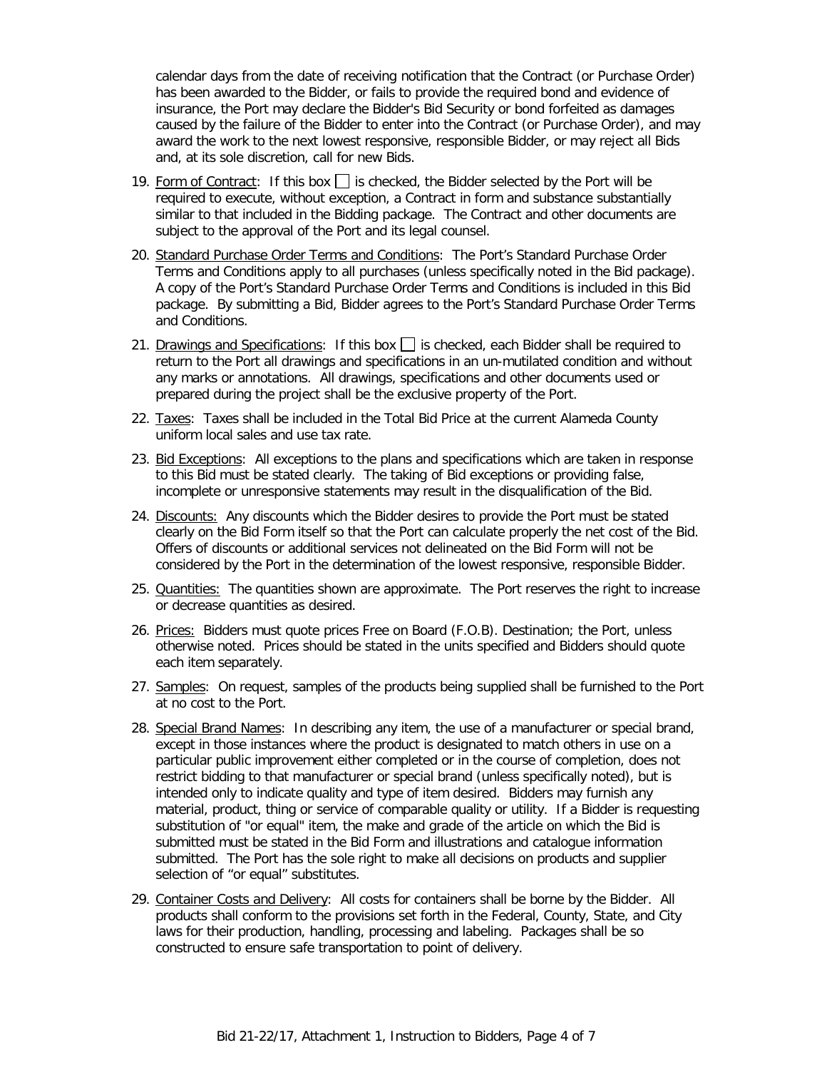calendar days from the date of receiving notification that the Contract (or Purchase Order) has been awarded to the Bidder, or fails to provide the required bond and evidence of insurance, the Port may declare the Bidder's Bid Security or bond forfeited as damages caused by the failure of the Bidder to enter into the Contract (or Purchase Order), and may award the work to the next lowest responsive, responsible Bidder, or may reject all Bids and, at its sole discretion, call for new Bids.

19. Form of Contract: If this box ☐ is checked, the Bidder selected by the Port will be required to execute, without exception, a Contract in form and substance substantially similar to that included in the Bidding package. The Contract and other documents are subject to the approval of the Port and its legal counsel.

20. Standard Purchase Order Terms and Conditions: The Port's Standard Purchase Order Terms and Conditions apply to all purchases (unless specifically noted in the Bid package). A copy of the Port's Standard Purchase Order Terms and Conditions is included in this Bid package. By submitting a Bid, Bidder agrees to the Port's Standard Purchase Order Terms and Conditions.

21. Drawings and Specifications: If this box ☐ is checked, each Bidder shall be required to return to the Port all drawings and specifications in an un-mutilated condition and without any marks or annotations. All drawings, specifications and other documents used or prepared during the project shall be the exclusive property of the Port.

22. Taxes: Taxes shall be included in the Total Bid Price at the current Alameda County uniform local sales and use tax rate.

23. Bid Exceptions: All exceptions to the plans and specifications which are taken in response to this Bid must be stated clearly. The taking of Bid exceptions or providing false, incomplete or unresponsive statements may result in the disqualification of the Bid.

24. Discounts: Any discounts which the Bidder desires to provide the Port must be stated clearly on the Bid Form itself so that the Port can calculate properly the net cost of the Bid. Offers of discounts or additional services not delineated on the Bid Form will not be considered by the Port in the determination of the lowest responsive, responsible Bidder.

25. Quantities: The quantities shown are approximate. The Port reserves the right to increase or decrease quantities as desired.

26. Prices: Bidders must quote prices Free on Board (F.O.B). Destination; the Port, unless otherwise noted. Prices should be stated in the units specified and Bidders should quote each item separately.

27. Samples: On request, samples of the products being supplied shall be furnished to the Port at no cost to the Port.

28. Special Brand Names: In describing any item, the use of a manufacturer or special brand, except in those instances where the product is designated to match others in use on a particular public improvement either completed or in the course of completion, does not restrict bidding to that manufacturer or special brand (unless specifically noted), but is intended only to indicate quality and type of item desired. Bidders may furnish any material, product, thing or service of comparable quality or utility. If a Bidder is requesting substitution of "or equal" item, the make and grade of the article on which the Bid is submitted must be stated in the Bid Form and illustrations and catalogue information submitted. The Port has the sole right to make all decisions on products and supplier selection of "or equal" substitutes.

29. Container Costs and Delivery: All costs for containers shall be borne by the Bidder. All products shall conform to the provisions set forth in the Federal, County, State, and City laws for their production, handling, processing and labeling. Packages shall be so constructed to ensure safe transportation to point of delivery.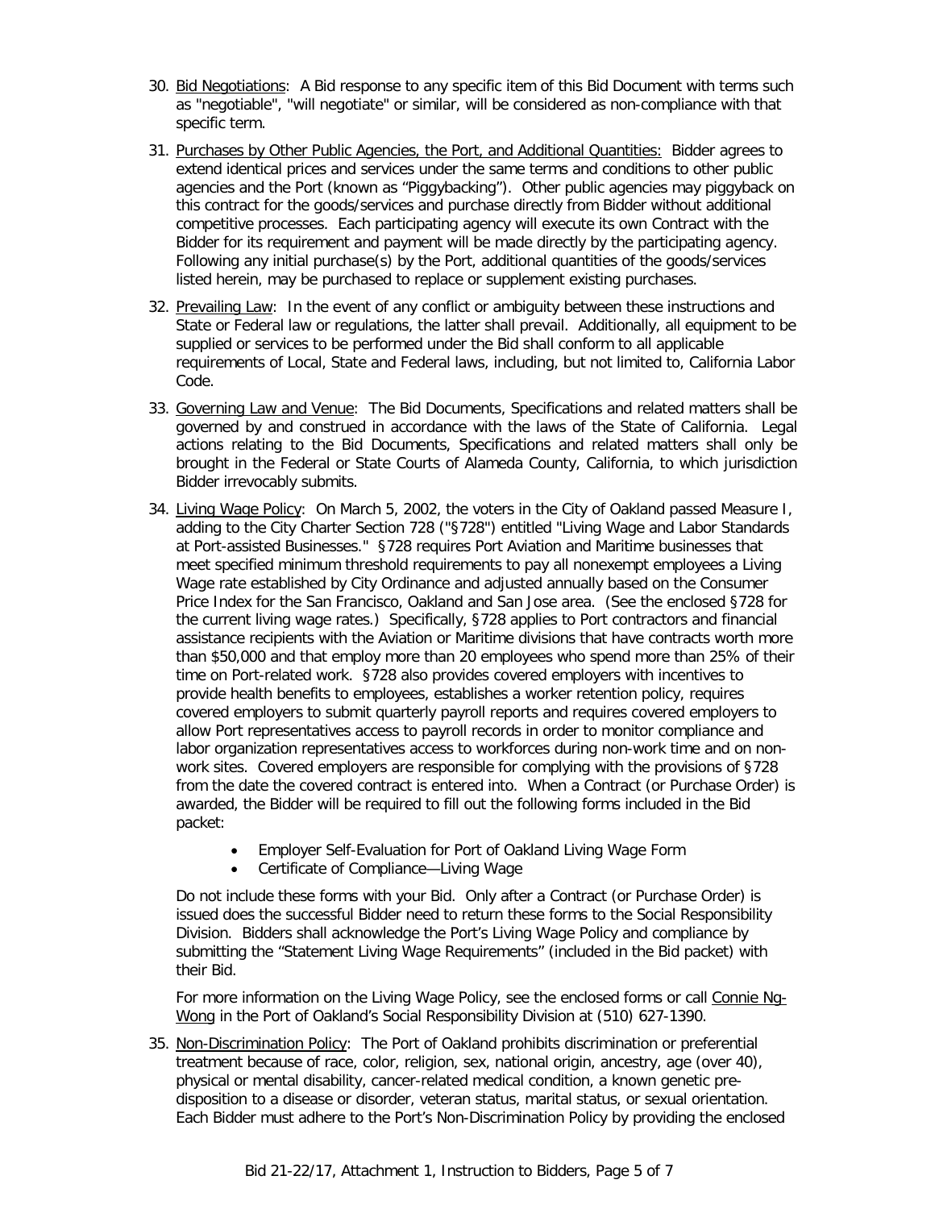30. Bid Negotiations: A Bid response to any specific item of this Bid Document with terms such as "negotiable", "will negotiate" or similar, will be considered as non-compliance with that specific term.

31. Purchases by Other Public Agencies, the Port, and Additional Quantities: Bidder agrees to extend identical prices and services under the same terms and conditions to other public agencies and the Port (known as "Piggybacking"). Other public agencies may piggyback on this contract for the goods/services and purchase directly from Bidder without additional competitive processes. Each participating agency will execute its own Contract with the Bidder for its requirement and payment will be made directly by the participating agency. Following any initial purchase(s) by the Port, additional quantities of the goods/services listed herein, may be purchased to replace or supplement existing purchases.

32. Prevailing Law: In the event of any conflict or ambiguity between these instructions and State or Federal law or regulations, the latter shall prevail. Additionally, all equipment to be supplied or services to be performed under the Bid shall conform to all applicable requirements of Local, State and Federal laws, including, but not limited to, California Labor Code.

33. Governing Law and Venue: The Bid Documents, Specifications and related matters shall be governed by and construed in accordance with the laws of the State of California. Legal actions relating to the Bid Documents, Specifications and related matters shall only be brought in the Federal or State Courts of Alameda County, California, to which jurisdiction Bidder irrevocably submits.

34. Living Wage Policy: On March 5, 2002, the voters in the City of Oakland passed Measure I, adding to the City Charter Section 728 ("§728") entitled "Living Wage and Labor Standards at Port-assisted Businesses." §728 requires Port Aviation and Maritime businesses that meet specified minimum threshold requirements to pay all nonexempt employees a Living Wage rate established by City Ordinance and adjusted annually based on the Consumer Price Index for the San Francisco, Oakland and San Jose area. (See the enclosed §728 for the current living wage rates.) Specifically, §728 applies to Port contractors and financial assistance recipients with the Aviation or Maritime divisions that have contracts worth more than $50,000 and that employ more than 20 employees who spend more than 25% of their time on Port-related work. §728 also provides covered employers with incentives to provide health benefits to employees, establishes a worker retention policy, requires covered employers to submit quarterly payroll reports and requires covered employers to allow Port representatives access to payroll records in order to monitor compliance and labor organization representatives access to workforces during non-work time and on non-work sites. Covered employers are responsible for complying with the provisions of §728 from the date the covered contract is entered into. When a Contract (or Purchase Order) is awarded, the Bidder will be required to fill out the following forms included in the Bid packet:

    - Employer Self-Evaluation for Port of Oakland Living Wage Form
    - Certificate of Compliance—Living Wage

    Do not include these forms with your Bid. Only after a Contract (or Purchase Order) is issued does the successful Bidder need to return these forms to the Social Responsibility Division. Bidders shall acknowledge the Port's Living Wage Policy and compliance by submitting the "Statement Living Wage Requirements" (included in the Bid packet) with their Bid.

    For more information on the Living Wage Policy, see the enclosed forms or call Connie Ng-Wong in the Port of Oakland's Social Responsibility Division at (510) 627-1390.

35. Non-Discrimination Policy: The Port of Oakland prohibits discrimination or preferential treatment because of race, color, religion, sex, national origin, ancestry, age (over 40), physical or mental disability, cancer-related medical condition, a known genetic pre-disposition to a disease or disorder, veteran status, marital status, or sexual orientation. Each Bidder must adhere to the Port's Non-Discrimination Policy by providing the enclosed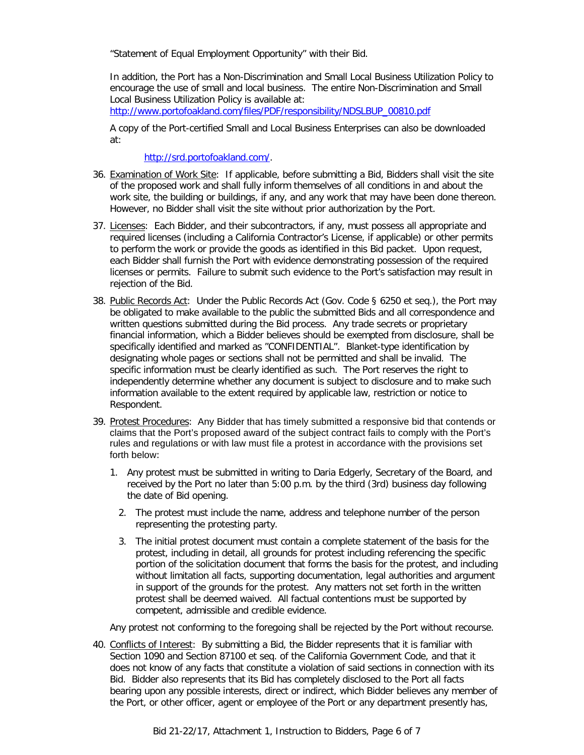"Statement of Equal Employment Opportunity" with their Bid.

In addition, the Port has a Non-Discrimination and Small Local Business Utilization Policy to encourage the use of small and local business. The entire Non-Discrimination and Small Local Business Utilization Policy is available at: http://www.portofoakland.com/files/PDF/responsibility/NDSLBUP_00810.pdf

A copy of the Port-certified Small and Local Business Enterprises can also be downloaded at:

http://srd.portofoakland.com/.

36. Examination of Work Site: If applicable, before submitting a Bid, Bidders shall visit the site of the proposed work and shall fully inform themselves of all conditions in and about the work site, the building or buildings, if any, and any work that may have been done thereon. However, no Bidder shall visit the site without prior authorization by the Port.

37. Licenses: Each Bidder, and their subcontractors, if any, must possess all appropriate and required licenses (including a California Contractor's License, if applicable) or other permits to perform the work or provide the goods as identified in this Bid packet. Upon request, each Bidder shall furnish the Port with evidence demonstrating possession of the required licenses or permits. Failure to submit such evidence to the Port's satisfaction may result in rejection of the Bid.

38. Public Records Act: Under the Public Records Act (Gov. Code § 6250 et seq.), the Port may be obligated to make available to the public the submitted Bids and all correspondence and written questions submitted during the Bid process. Any trade secrets or proprietary financial information, which a Bidder believes should be exempted from disclosure, shall be specifically identified and marked as "CONFIDENTIAL". Blanket-type identification by designating whole pages or sections shall not be permitted and shall be invalid. The specific information must be clearly identified as such. The Port reserves the right to independently determine whether any document is subject to disclosure and to make such information available to the extent required by applicable law, restriction or notice to Respondent.

39. Protest Procedures: Any Bidder that has timely submitted a responsive bid that contends or claims that the Port's proposed award of the subject contract fails to comply with the Port's rules and regulations or with law must file a protest in accordance with the provisions set forth below:

    1. Any protest must be submitted in writing to Daria Edgerly, Secretary of the Board, and received by the Port no later than 5:00 p.m. by the third (3rd) business day following the date of Bid opening.
    2. The protest must include the name, address and telephone number of the person representing the protesting party.
    3. The initial protest document must contain a complete statement of the basis for the protest, including in detail, all grounds for protest including referencing the specific portion of the solicitation document that forms the basis for the protest, and including without limitation all facts, supporting documentation, legal authorities and argument in support of the grounds for the protest. Any matters not set forth in the written protest shall be deemed waived. All factual contentions must be supported by competent, admissible and credible evidence.

    Any protest not conforming to the foregoing shall be rejected by the Port without recourse.

40. Conflicts of Interest: By submitting a Bid, the Bidder represents that it is familiar with Section 1090 and Section 87100 et seq. of the California Government Code, and that it does not know of any facts that constitute a violation of said sections in connection with its Bid. Bidder also represents that its Bid has completely disclosed to the Port all facts bearing upon any possible interests, direct or indirect, which Bidder believes any member of the Port, or other officer, agent or employee of the Port or any department presently has,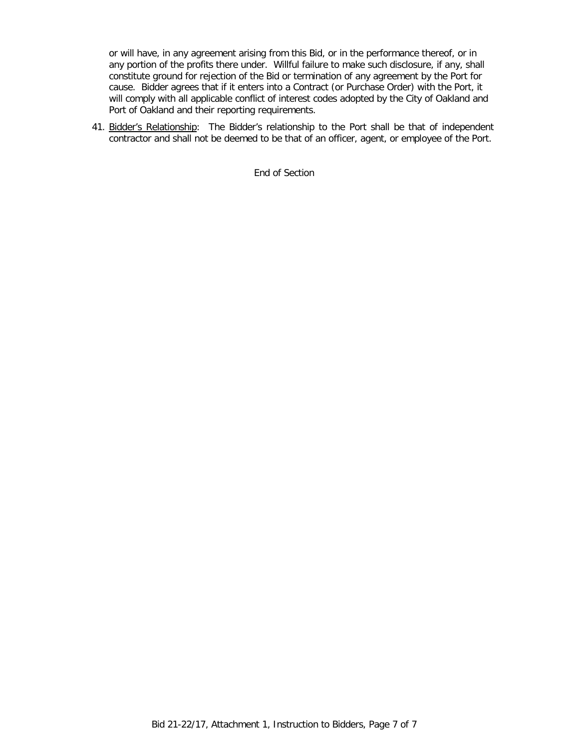or will have, in any agreement arising from this Bid, or in the performance thereof, or in any portion of the profits there under. Willful failure to make such disclosure, if any, shall constitute ground for rejection of the Bid or termination of any agreement by the Port for cause. Bidder agrees that if it enters into a Contract (or Purchase Order) with the Port, it will comply with all applicable conflict of interest codes adopted by the City of Oakland and Port of Oakland and their reporting requirements.

41. Bidder's Relationship: The Bidder's relationship to the Port shall be that of independent contractor and shall not be deemed to be that of an officer, agent, or employee of the Port.

End of Section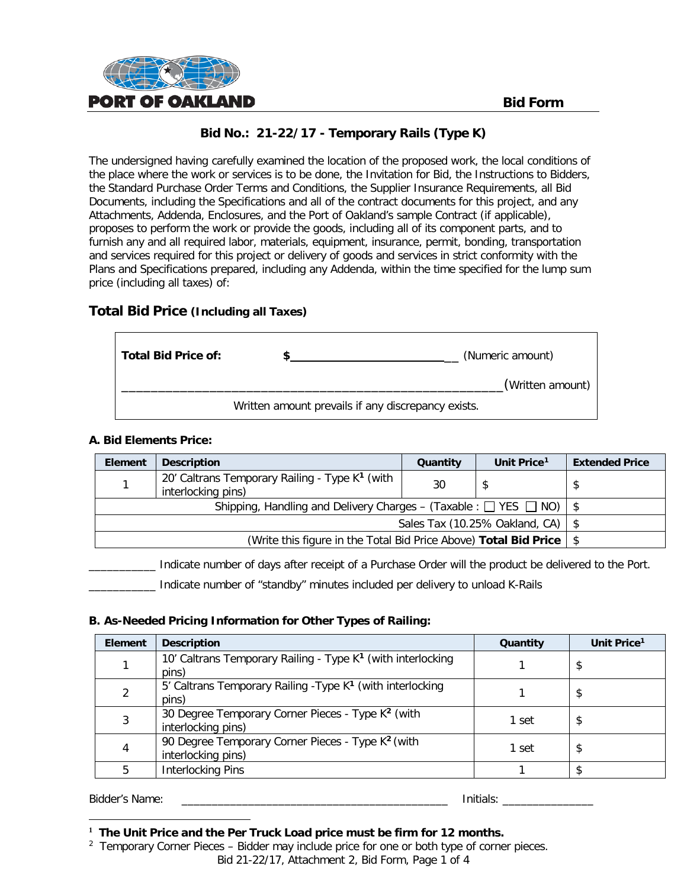PORT OF OAKLAND

**Bid Form**

## Bid No.: 21-22/17 - Temporary Rails (Type K)

The undersigned having carefully examined the location of the proposed work, the local conditions of the place where the work or services is to be done, the Invitation for Bid, the Instructions to Bidders, the Standard Purchase Order Terms and Conditions, the Supplier Insurance Requirements, all Bid Documents, including the Specifications and all of the contract documents for this project, and any Attachments, Addenda, Enclosures, and the Port of Oakland's sample Contract (if applicable), proposes to perform the work or provide the goods, including all of its component parts, and to furnish any and all required labor, materials, equipment, insurance, permit, bonding, transportation and services required for this project or delivery of goods and services in strict conformity with the Plans and Specifications prepared, including any Addenda, within the time specified for the lump sum price (including all taxes) of:

## Total Bid Price (Including all Taxes)

| | | |
|---|---|---|
| **Total Bid Price of:** | **$**\_\_\_\_\_\_\_\_\_\_\_\_\_\_\_\_\_\_\_\_\_\_\_\_\_\_ | (Numeric amount) |
| \_\_\_\_\_\_\_\_\_\_\_\_\_\_\_\_\_\_\_\_\_\_\_\_\_\_\_\_\_\_\_\_\_\_\_\_\_\_\_\_\_\_\_\_\_\_\_\_\_\_\_\_\_\_\_\_\_\_\_\_ | | (Written amount) |
| Written amount prevails if any discrepancy exists. | | |

### A. Bid Elements Price:

| Element | Description | Quantity | Unit Price[1] | Extended Price |
|---|---|---|---|---|
| 1 | 20' Caltrans Temporary Railing - Type K[1] (with interlocking pins) | 30 | $ | $ |
| Shipping, Handling and Delivery Charges – (Taxable : ☐ YES ☐ NO) | | | | $ |
| Sales Tax (10.25% Oakland, CA) | | | | $ |
| (Write this figure in the Total Bid Price Above) **Total Bid Price** | | | | $ |

\_\_\_\_\_\_\_\_\_\_\_ Indicate number of days after receipt of a Purchase Order will the product be delivered to the Port.

\_\_\_\_\_\_\_\_\_\_\_ Indicate number of "standby" minutes included per delivery to unload K-Rails

### B. As-Needed Pricing Information for Other Types of Railing:

| Element | Description | Quantity | Unit Price[1] |
|---|---|---|---|
| 1 | 10' Caltrans Temporary Railing - Type K[1] (with interlocking pins) | 1 | $ |
| 2 | 5' Caltrans Temporary Railing -Type K[1] (with interlocking pins) | 1 | $ |
| 3 | 30 Degree Temporary Corner Pieces - Type K[2] (with interlocking pins) | 1 set | $ |
| 4 | 90 Degree Temporary Corner Pieces - Type K[2] (with interlocking pins) | 1 set | $ |
| 5 | Interlocking Pins | 1 | $ |

Bidder's Name: \_\_\_\_\_\_\_\_\_\_\_\_\_\_\_\_\_\_\_\_\_\_\_\_\_\_\_\_\_\_\_\_\_\_\_\_\_\_\_\_\_\_\_\_ Initials: \_\_\_\_\_\_\_\_\_\_\_\_\_\_\_

[1] **The Unit Price and the Per Truck Load price must be firm for 12 months.**

[2] Temporary Corner Pieces – Bidder may include price for one or both type of corner pieces.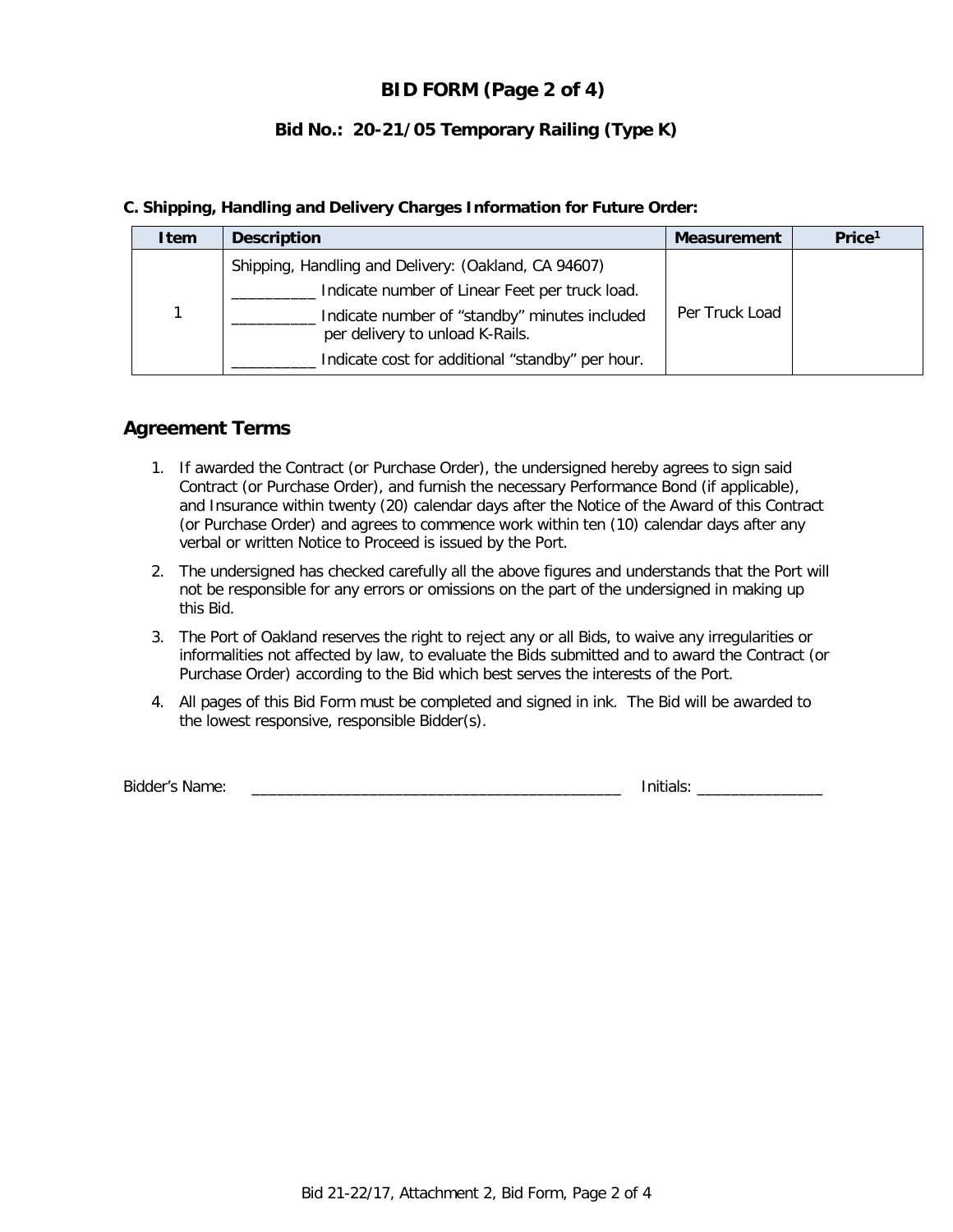# BID FORM (Page 2 of 4)

## Bid No.: 20-21/05 Temporary Railing (Type K)

**C. Shipping, Handling and Delivery Charges Information for Future Order:**

| Item | Description | Measurement | Price[1] |
|---|---|---|---|
| 1 | Shipping, Handling and Delivery: (Oakland, CA 94607)<br>__________ Indicate number of Linear Feet per truck load.<br>__________ Indicate number of "standby" minutes included per delivery to unload K-Rails.<br>__________ Indicate cost for additional "standby" per hour. | Per Truck Load | |

## Agreement Terms

1. If awarded the Contract (or Purchase Order), the undersigned hereby agrees to sign said Contract (or Purchase Order), and furnish the necessary Performance Bond (if applicable), and Insurance within twenty (20) calendar days after the Notice of the Award of this Contract (or Purchase Order) and agrees to commence work within ten (10) calendar days after any verbal or written Notice to Proceed is issued by the Port.
2. The undersigned has checked carefully all the above figures and understands that the Port will not be responsible for any errors or omissions on the part of the undersigned in making up this Bid.
3. The Port of Oakland reserves the right to reject any or all Bids, to waive any irregularities or informalities not affected by law, to evaluate the Bids submitted and to award the Contract (or Purchase Order) according to the Bid which best serves the interests of the Port.
4. All pages of this Bid Form must be completed and signed in ink. The Bid will be awarded to the lowest responsive, responsible Bidder(s).

Bidder's Name: ______________________________________________ Initials: _______________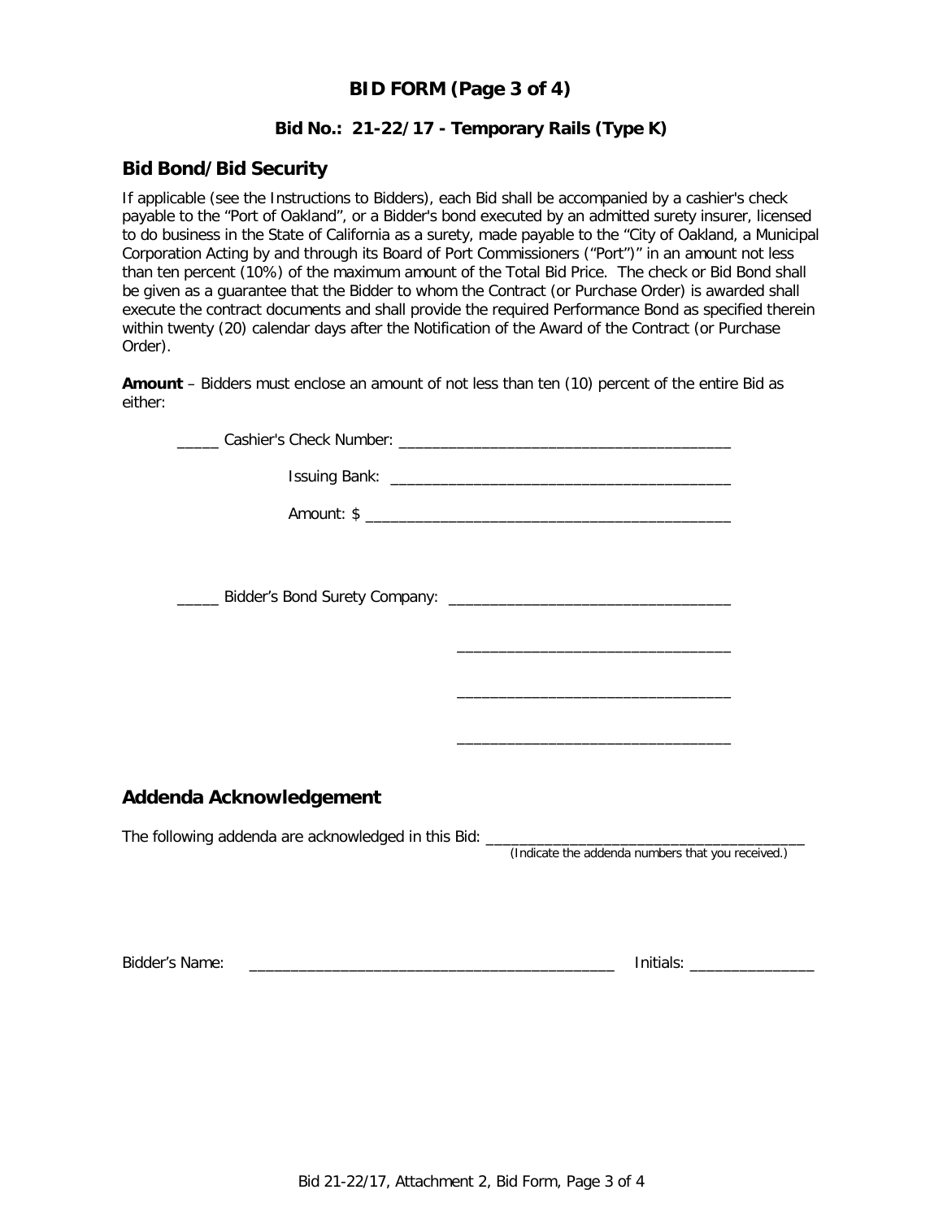# BID FORM (Page 3 of 4)

### Bid No.: 21-22/17 - Temporary Rails (Type K)

## Bid Bond/Bid Security

If applicable (see the Instructions to Bidders), each Bid shall be accompanied by a cashier's check payable to the "Port of Oakland", or a Bidder's bond executed by an admitted surety insurer, licensed to do business in the State of California as a surety, made payable to the "City of Oakland, a Municipal Corporation Acting by and through its Board of Port Commissioners ("Port")" in an amount not less than ten percent (10%) of the maximum amount of the Total Bid Price. The check or Bid Bond shall be given as a guarantee that the Bidder to whom the Contract (or Purchase Order) is awarded shall execute the contract documents and shall provide the required Performance Bond as specified therein within twenty (20) calendar days after the Notification of the Award of the Contract (or Purchase Order).

**Amount** – Bidders must enclose an amount of not less than ten (10) percent of the entire Bid as either:

_____ Cashier's Check Number: ________________________________________

Issuing Bank: ________________________________________

Amount: $ ____________________________________________

_____ Bidder's Bond Surety Company: __________________________________

__________________________________

__________________________________

__________________________________

## Addenda Acknowledgement

The following addenda are acknowledged in this Bid: ________________________________________
(Indicate the addenda numbers that you received.)

Bidder's Name: ____________________________________________ Initials: _______________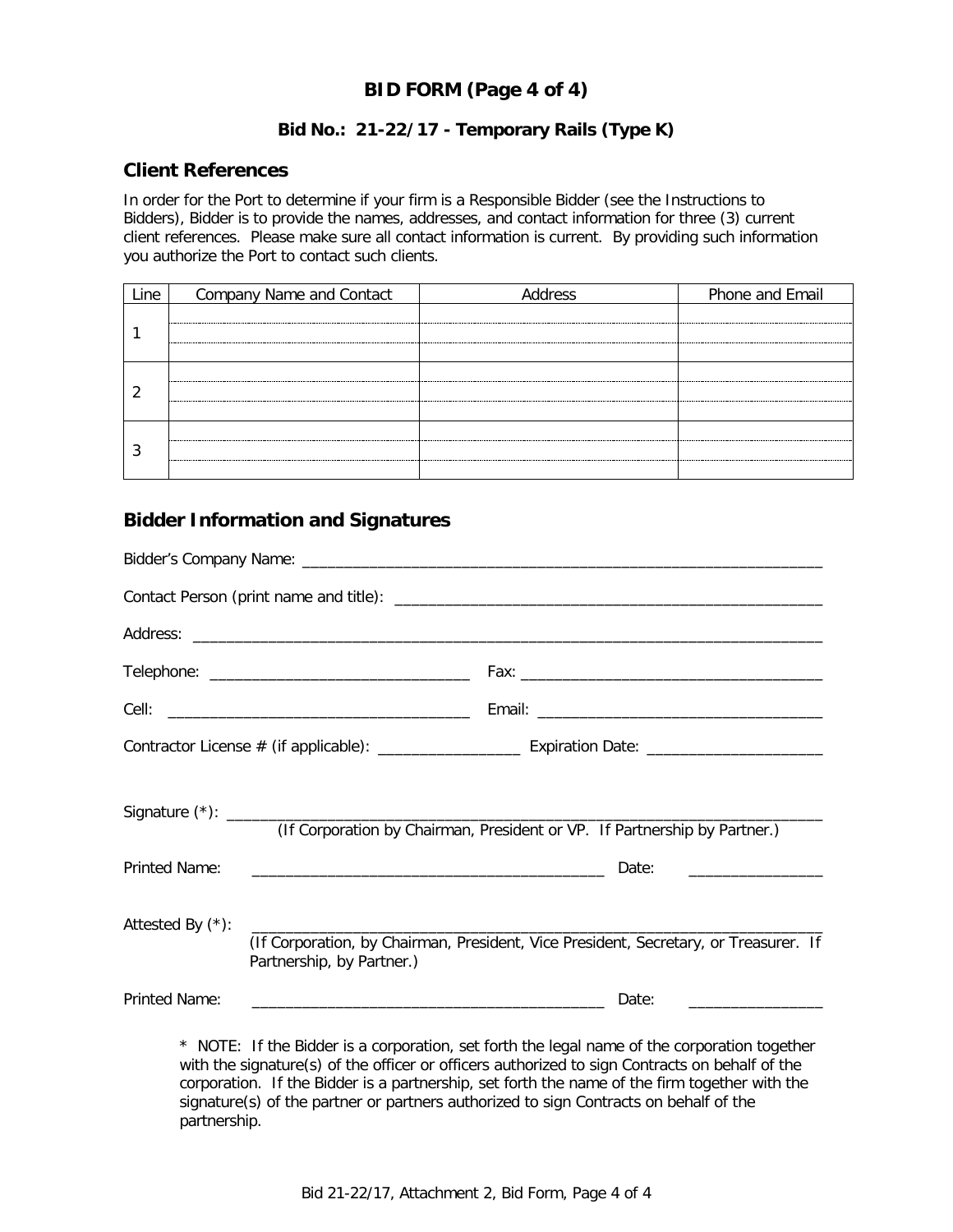# BID FORM (Page 4 of 4)

### Bid No.: 21-22/17 - Temporary Rails (Type K)

## Client References

In order for the Port to determine if your firm is a Responsible Bidder (see the Instructions to Bidders), Bidder is to provide the names, addresses, and contact information for three (3) current client references. Please make sure all contact information is current. By providing such information you authorize the Port to contact such clients.

| Line | Company Name and Contact | Address | Phone and Email |
|---|---|---|---|
| 1 | | | |
| 2 | | | |
| 3 | | | |

## Bidder Information and Signatures

Bidder's Company Name: ______________________________________________________________

Contact Person (print name and title): __________________________________________________

Address: ___________________________________________________________________________

Telephone: ______________________________ Fax: ___________________________________

Cell: __________________________________ Email: __________________________________

Contractor License # (if applicable): _________________ Expiration Date: ____________________

Signature (*): ______________________________________________________________________
(If Corporation by Chairman, President or VP. If Partnership by Partner.)

Printed Name: _________________________________________ Date: _______________

Attested By (*): ____________________________________________________________________
(If Corporation, by Chairman, President, Vice President, Secretary, or Treasurer. If Partnership, by Partner.)

Printed Name: _________________________________________ Date: _______________

* NOTE: If the Bidder is a corporation, set forth the legal name of the corporation together with the signature(s) of the officer or officers authorized to sign Contracts on behalf of the corporation. If the Bidder is a partnership, set forth the name of the firm together with the signature(s) of the partner or partners authorized to sign Contracts on behalf of the partnership.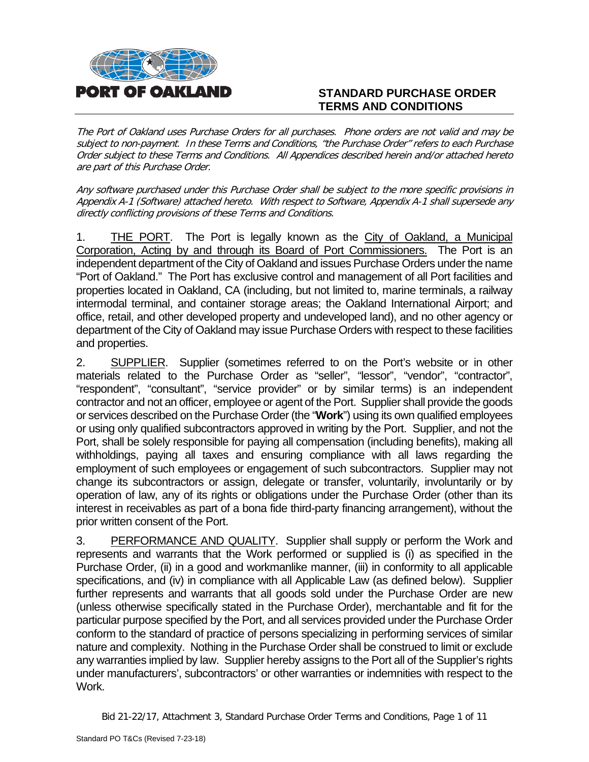**PORT OF OAKLAND**

# STANDARD PURCHASE ORDER TERMS AND CONDITIONS

*The Port of Oakland uses Purchase Orders for all purchases. Phone orders are not valid and may be subject to non-payment. In these Terms and Conditions, "the Purchase Order" refers to each Purchase Order subject to these Terms and Conditions. All Appendices described herein and/or attached hereto are part of this Purchase Order.*

*Any software purchased under this Purchase Order shall be subject to the more specific provisions in Appendix A-1 (Software) attached hereto. With respect to Software, Appendix A-1 shall supersede any directly conflicting provisions of these Terms and Conditions.*

1. THE PORT. The Port is legally known as the City of Oakland, a Municipal Corporation, Acting by and through its Board of Port Commissioners. The Port is an independent department of the City of Oakland and issues Purchase Orders under the name "Port of Oakland." The Port has exclusive control and management of all Port facilities and properties located in Oakland, CA (including, but not limited to, marine terminals, a railway intermodal terminal, and container storage areas; the Oakland International Airport; and office, retail, and other developed property and undeveloped land), and no other agency or department of the City of Oakland may issue Purchase Orders with respect to these facilities and properties.

2. SUPPLIER. Supplier (sometimes referred to on the Port's website or in other materials related to the Purchase Order as "seller", "lessor", "vendor", "contractor", "respondent", "consultant", "service provider" or by similar terms) is an independent contractor and not an officer, employee or agent of the Port. Supplier shall provide the goods or services described on the Purchase Order (the "**Work**") using its own qualified employees or using only qualified subcontractors approved in writing by the Port. Supplier, and not the Port, shall be solely responsible for paying all compensation (including benefits), making all withholdings, paying all taxes and ensuring compliance with all laws regarding the employment of such employees or engagement of such subcontractors. Supplier may not change its subcontractors or assign, delegate or transfer, voluntarily, involuntarily or by operation of law, any of its rights or obligations under the Purchase Order (other than its interest in receivables as part of a bona fide third-party financing arrangement), without the prior written consent of the Port.

3. PERFORMANCE AND QUALITY. Supplier shall supply or perform the Work and represents and warrants that the Work performed or supplied is (i) as specified in the Purchase Order, (ii) in a good and workmanlike manner, (iii) in conformity to all applicable specifications, and (iv) in compliance with all Applicable Law (as defined below). Supplier further represents and warrants that all goods sold under the Purchase Order are new (unless otherwise specifically stated in the Purchase Order), merchantable and fit for the particular purpose specified by the Port, and all services provided under the Purchase Order conform to the standard of practice of persons specializing in performing services of similar nature and complexity. Nothing in the Purchase Order shall be construed to limit or exclude any warranties implied by law. Supplier hereby assigns to the Port all of the Supplier's rights under manufacturers', subcontractors' or other warranties or indemnities with respect to the Work.

Bid 21-22/17, Attachment 3, Standard Purchase Order Terms and Conditions

Standard PO T&Cs (Revised 7-23-18)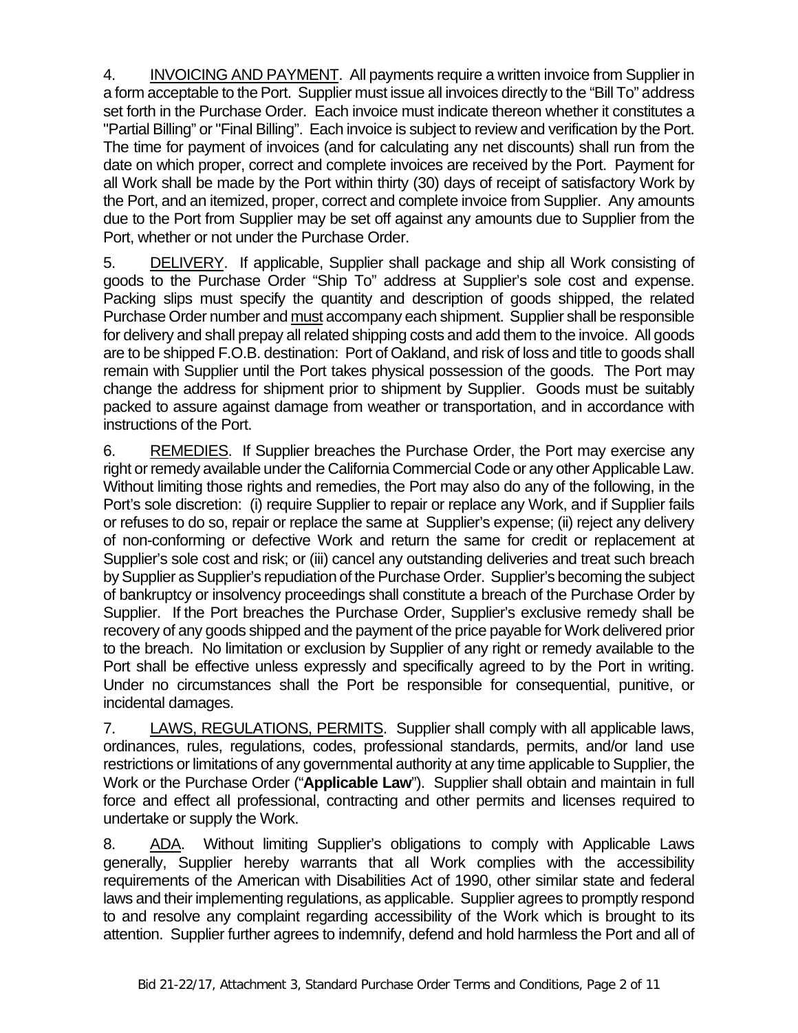4. INVOICING AND PAYMENT. All payments require a written invoice from Supplier in a form acceptable to the Port. Supplier must issue all invoices directly to the "Bill To" address set forth in the Purchase Order. Each invoice must indicate thereon whether it constitutes a "Partial Billing" or "Final Billing". Each invoice is subject to review and verification by the Port. The time for payment of invoices (and for calculating any net discounts) shall run from the date on which proper, correct and complete invoices are received by the Port. Payment for all Work shall be made by the Port within thirty (30) days of receipt of satisfactory Work by the Port, and an itemized, proper, correct and complete invoice from Supplier. Any amounts due to the Port from Supplier may be set off against any amounts due to Supplier from the Port, whether or not under the Purchase Order.

5. DELIVERY. If applicable, Supplier shall package and ship all Work consisting of goods to the Purchase Order "Ship To" address at Supplier's sole cost and expense. Packing slips must specify the quantity and description of goods shipped, the related Purchase Order number and must accompany each shipment. Supplier shall be responsible for delivery and shall prepay all related shipping costs and add them to the invoice. All goods are to be shipped F.O.B. destination: Port of Oakland, and risk of loss and title to goods shall remain with Supplier until the Port takes physical possession of the goods. The Port may change the address for shipment prior to shipment by Supplier. Goods must be suitably packed to assure against damage from weather or transportation, and in accordance with instructions of the Port.

6. REMEDIES. If Supplier breaches the Purchase Order, the Port may exercise any right or remedy available under the California Commercial Code or any other Applicable Law. Without limiting those rights and remedies, the Port may also do any of the following, in the Port's sole discretion: (i) require Supplier to repair or replace any Work, and if Supplier fails or refuses to do so, repair or replace the same at Supplier's expense; (ii) reject any delivery of non-conforming or defective Work and return the same for credit or replacement at Supplier's sole cost and risk; or (iii) cancel any outstanding deliveries and treat such breach by Supplier as Supplier's repudiation of the Purchase Order. Supplier's becoming the subject of bankruptcy or insolvency proceedings shall constitute a breach of the Purchase Order by Supplier. If the Port breaches the Purchase Order, Supplier's exclusive remedy shall be recovery of any goods shipped and the payment of the price payable for Work delivered prior to the breach. No limitation or exclusion by Supplier of any right or remedy available to the Port shall be effective unless expressly and specifically agreed to by the Port in writing. Under no circumstances shall the Port be responsible for consequential, punitive, or incidental damages.

7. LAWS, REGULATIONS, PERMITS. Supplier shall comply with all applicable laws, ordinances, rules, regulations, codes, professional standards, permits, and/or land use restrictions or limitations of any governmental authority at any time applicable to Supplier, the Work or the Purchase Order ("**Applicable Law**"). Supplier shall obtain and maintain in full force and effect all professional, contracting and other permits and licenses required to undertake or supply the Work.

8. ADA. Without limiting Supplier's obligations to comply with Applicable Laws generally, Supplier hereby warrants that all Work complies with the accessibility requirements of the American with Disabilities Act of 1990, other similar state and federal laws and their implementing regulations, as applicable. Supplier agrees to promptly respond to and resolve any complaint regarding accessibility of the Work which is brought to its attention. Supplier further agrees to indemnify, defend and hold harmless the Port and all of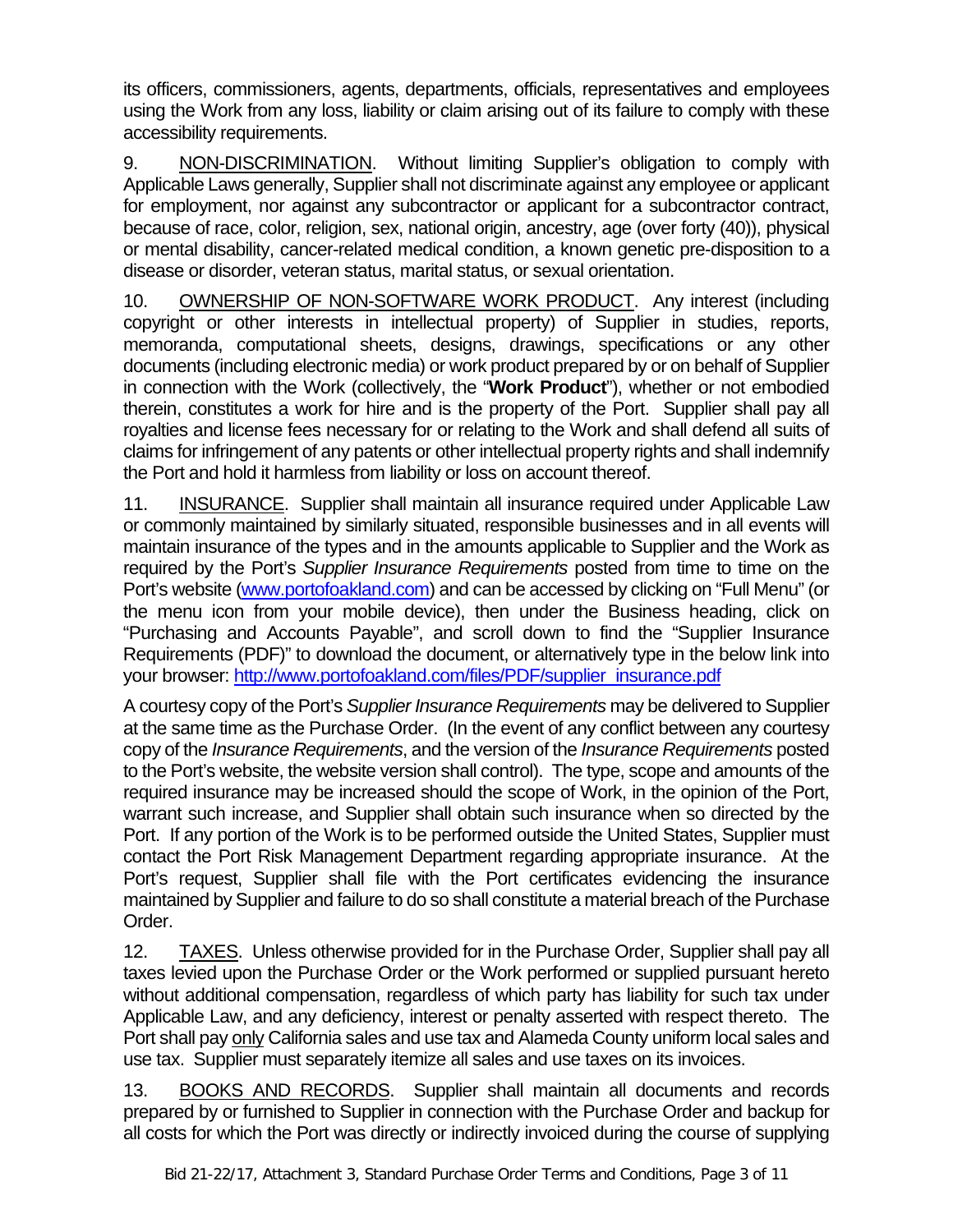its officers, commissioners, agents, departments, officials, representatives and employees using the Work from any loss, liability or claim arising out of its failure to comply with these accessibility requirements.

9. NON-DISCRIMINATION. Without limiting Supplier's obligation to comply with Applicable Laws generally, Supplier shall not discriminate against any employee or applicant for employment, nor against any subcontractor or applicant for a subcontractor contract, because of race, color, religion, sex, national origin, ancestry, age (over forty (40)), physical or mental disability, cancer-related medical condition, a known genetic pre-disposition to a disease or disorder, veteran status, marital status, or sexual orientation.

10. OWNERSHIP OF NON-SOFTWARE WORK PRODUCT. Any interest (including copyright or other interests in intellectual property) of Supplier in studies, reports, memoranda, computational sheets, designs, drawings, specifications or any other documents (including electronic media) or work product prepared by or on behalf of Supplier in connection with the Work (collectively, the "**Work Product**"), whether or not embodied therein, constitutes a work for hire and is the property of the Port. Supplier shall pay all royalties and license fees necessary for or relating to the Work and shall defend all suits of claims for infringement of any patents or other intellectual property rights and shall indemnify the Port and hold it harmless from liability or loss on account thereof.

11. INSURANCE. Supplier shall maintain all insurance required under Applicable Law or commonly maintained by similarly situated, responsible businesses and in all events will maintain insurance of the types and in the amounts applicable to Supplier and the Work as required by the Port's *Supplier Insurance Requirements* posted from time to time on the Port's website (www.portofoakland.com) and can be accessed by clicking on "Full Menu" (or the menu icon from your mobile device), then under the Business heading, click on "Purchasing and Accounts Payable", and scroll down to find the "Supplier Insurance Requirements (PDF)" to download the document, or alternatively type in the below link into your browser: http://www.portofoakland.com/files/PDF/supplier_insurance.pdf

A courtesy copy of the Port's *Supplier Insurance Requirements* may be delivered to Supplier at the same time as the Purchase Order. (In the event of any conflict between any courtesy copy of the *Insurance Requirements*, and the version of the *Insurance Requirements* posted to the Port's website, the website version shall control). The type, scope and amounts of the required insurance may be increased should the scope of Work, in the opinion of the Port, warrant such increase, and Supplier shall obtain such insurance when so directed by the Port. If any portion of the Work is to be performed outside the United States, Supplier must contact the Port Risk Management Department regarding appropriate insurance. At the Port's request, Supplier shall file with the Port certificates evidencing the insurance maintained by Supplier and failure to do so shall constitute a material breach of the Purchase Order.

12. TAXES. Unless otherwise provided for in the Purchase Order, Supplier shall pay all taxes levied upon the Purchase Order or the Work performed or supplied pursuant hereto without additional compensation, regardless of which party has liability for such tax under Applicable Law, and any deficiency, interest or penalty asserted with respect thereto. The Port shall pay only California sales and use tax and Alameda County uniform local sales and use tax. Supplier must separately itemize all sales and use taxes on its invoices.

13. BOOKS AND RECORDS. Supplier shall maintain all documents and records prepared by or furnished to Supplier in connection with the Purchase Order and backup for all costs for which the Port was directly or indirectly invoiced during the course of supplying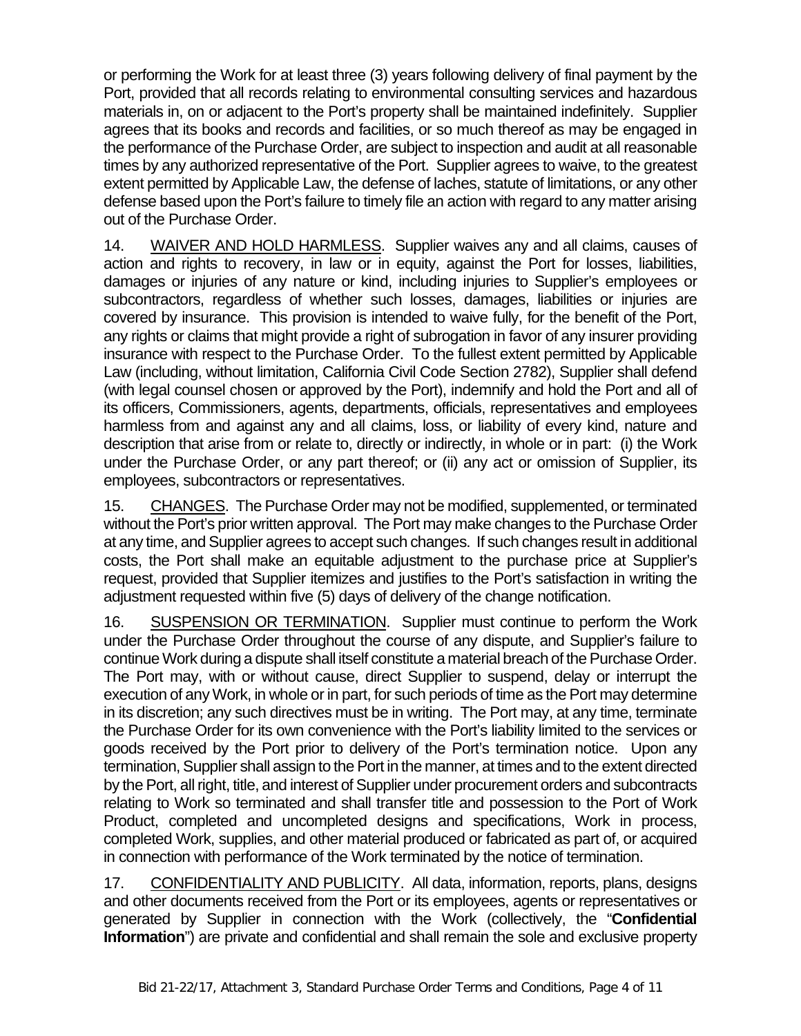or performing the Work for at least three (3) years following delivery of final payment by the Port, provided that all records relating to environmental consulting services and hazardous materials in, on or adjacent to the Port's property shall be maintained indefinitely. Supplier agrees that its books and records and facilities, or so much thereof as may be engaged in the performance of the Purchase Order, are subject to inspection and audit at all reasonable times by any authorized representative of the Port. Supplier agrees to waive, to the greatest extent permitted by Applicable Law, the defense of laches, statute of limitations, or any other defense based upon the Port's failure to timely file an action with regard to any matter arising out of the Purchase Order.

14. <u>WAIVER AND HOLD HARMLESS</u>. Supplier waives any and all claims, causes of action and rights to recovery, in law or in equity, against the Port for losses, liabilities, damages or injuries of any nature or kind, including injuries to Supplier's employees or subcontractors, regardless of whether such losses, damages, liabilities or injuries are covered by insurance. This provision is intended to waive fully, for the benefit of the Port, any rights or claims that might provide a right of subrogation in favor of any insurer providing insurance with respect to the Purchase Order. To the fullest extent permitted by Applicable Law (including, without limitation, California Civil Code Section 2782), Supplier shall defend (with legal counsel chosen or approved by the Port), indemnify and hold the Port and all of its officers, Commissioners, agents, departments, officials, representatives and employees harmless from and against any and all claims, loss, or liability of every kind, nature and description that arise from or relate to, directly or indirectly, in whole or in part: (i) the Work under the Purchase Order, or any part thereof; or (ii) any act or omission of Supplier, its employees, subcontractors or representatives.

15. <u>CHANGES</u>. The Purchase Order may not be modified, supplemented, or terminated without the Port's prior written approval. The Port may make changes to the Purchase Order at any time, and Supplier agrees to accept such changes. If such changes result in additional costs, the Port shall make an equitable adjustment to the purchase price at Supplier's request, provided that Supplier itemizes and justifies to the Port's satisfaction in writing the adjustment requested within five (5) days of delivery of the change notification.

16. <u>SUSPENSION OR TERMINATION</u>. Supplier must continue to perform the Work under the Purchase Order throughout the course of any dispute, and Supplier's failure to continue Work during a dispute shall itself constitute a material breach of the Purchase Order. The Port may, with or without cause, direct Supplier to suspend, delay or interrupt the execution of any Work, in whole or in part, for such periods of time as the Port may determine in its discretion; any such directives must be in writing. The Port may, at any time, terminate the Purchase Order for its own convenience with the Port's liability limited to the services or goods received by the Port prior to delivery of the Port's termination notice. Upon any termination, Supplier shall assign to the Port in the manner, at times and to the extent directed by the Port, all right, title, and interest of Supplier under procurement orders and subcontracts relating to Work so terminated and shall transfer title and possession to the Port of Work Product, completed and uncompleted designs and specifications, Work in process, completed Work, supplies, and other material produced or fabricated as part of, or acquired in connection with performance of the Work terminated by the notice of termination.

17. <u>CONFIDENTIALITY AND PUBLICITY</u>. All data, information, reports, plans, designs and other documents received from the Port or its employees, agents or representatives or generated by Supplier in connection with the Work (collectively, the "**Confidential Information**") are private and confidential and shall remain the sole and exclusive property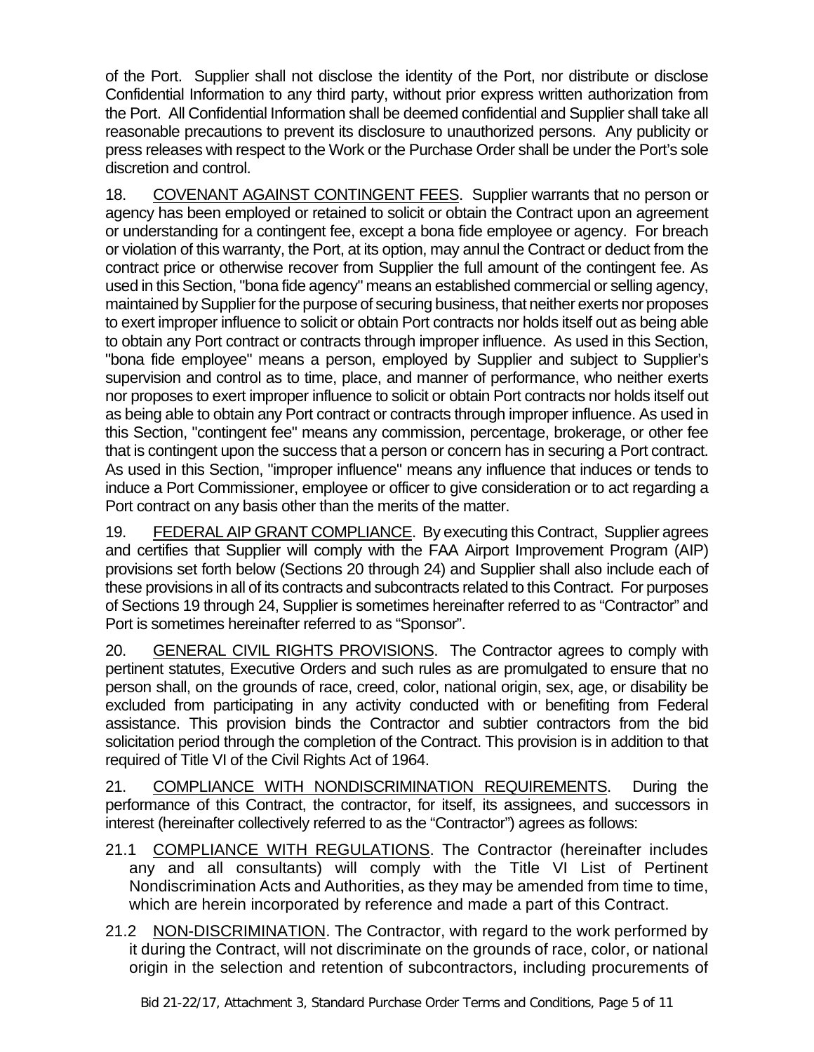of the Port. Supplier shall not disclose the identity of the Port, nor distribute or disclose Confidential Information to any third party, without prior express written authorization from the Port. All Confidential Information shall be deemed confidential and Supplier shall take all reasonable precautions to prevent its disclosure to unauthorized persons. Any publicity or press releases with respect to the Work or the Purchase Order shall be under the Port's sole discretion and control.

18. COVENANT AGAINST CONTINGENT FEES. Supplier warrants that no person or agency has been employed or retained to solicit or obtain the Contract upon an agreement or understanding for a contingent fee, except a bona fide employee or agency. For breach or violation of this warranty, the Port, at its option, may annul the Contract or deduct from the contract price or otherwise recover from Supplier the full amount of the contingent fee. As used in this Section, "bona fide agency" means an established commercial or selling agency, maintained by Supplier for the purpose of securing business, that neither exerts nor proposes to exert improper influence to solicit or obtain Port contracts nor holds itself out as being able to obtain any Port contract or contracts through improper influence. As used in this Section, "bona fide employee" means a person, employed by Supplier and subject to Supplier's supervision and control as to time, place, and manner of performance, who neither exerts nor proposes to exert improper influence to solicit or obtain Port contracts nor holds itself out as being able to obtain any Port contract or contracts through improper influence. As used in this Section, "contingent fee" means any commission, percentage, brokerage, or other fee that is contingent upon the success that a person or concern has in securing a Port contract. As used in this Section, "improper influence" means any influence that induces or tends to induce a Port Commissioner, employee or officer to give consideration or to act regarding a Port contract on any basis other than the merits of the matter.

19. FEDERAL AIP GRANT COMPLIANCE. By executing this Contract, Supplier agrees and certifies that Supplier will comply with the FAA Airport Improvement Program (AIP) provisions set forth below (Sections 20 through 24) and Supplier shall also include each of these provisions in all of its contracts and subcontracts related to this Contract. For purposes of Sections 19 through 24, Supplier is sometimes hereinafter referred to as "Contractor" and Port is sometimes hereinafter referred to as "Sponsor".

20. GENERAL CIVIL RIGHTS PROVISIONS. The Contractor agrees to comply with pertinent statutes, Executive Orders and such rules as are promulgated to ensure that no person shall, on the grounds of race, creed, color, national origin, sex, age, or disability be excluded from participating in any activity conducted with or benefiting from Federal assistance. This provision binds the Contractor and subtier contractors from the bid solicitation period through the completion of the Contract. This provision is in addition to that required of Title VI of the Civil Rights Act of 1964.

21. COMPLIANCE WITH NONDISCRIMINATION REQUIREMENTS. During the performance of this Contract, the contractor, for itself, its assignees, and successors in interest (hereinafter collectively referred to as the "Contractor") agrees as follows:

21.1 COMPLIANCE WITH REGULATIONS. The Contractor (hereinafter includes any and all consultants) will comply with the Title VI List of Pertinent Nondiscrimination Acts and Authorities, as they may be amended from time to time, which are herein incorporated by reference and made a part of this Contract.

21.2 NON-DISCRIMINATION. The Contractor, with regard to the work performed by it during the Contract, will not discriminate on the grounds of race, color, or national origin in the selection and retention of subcontractors, including procurements of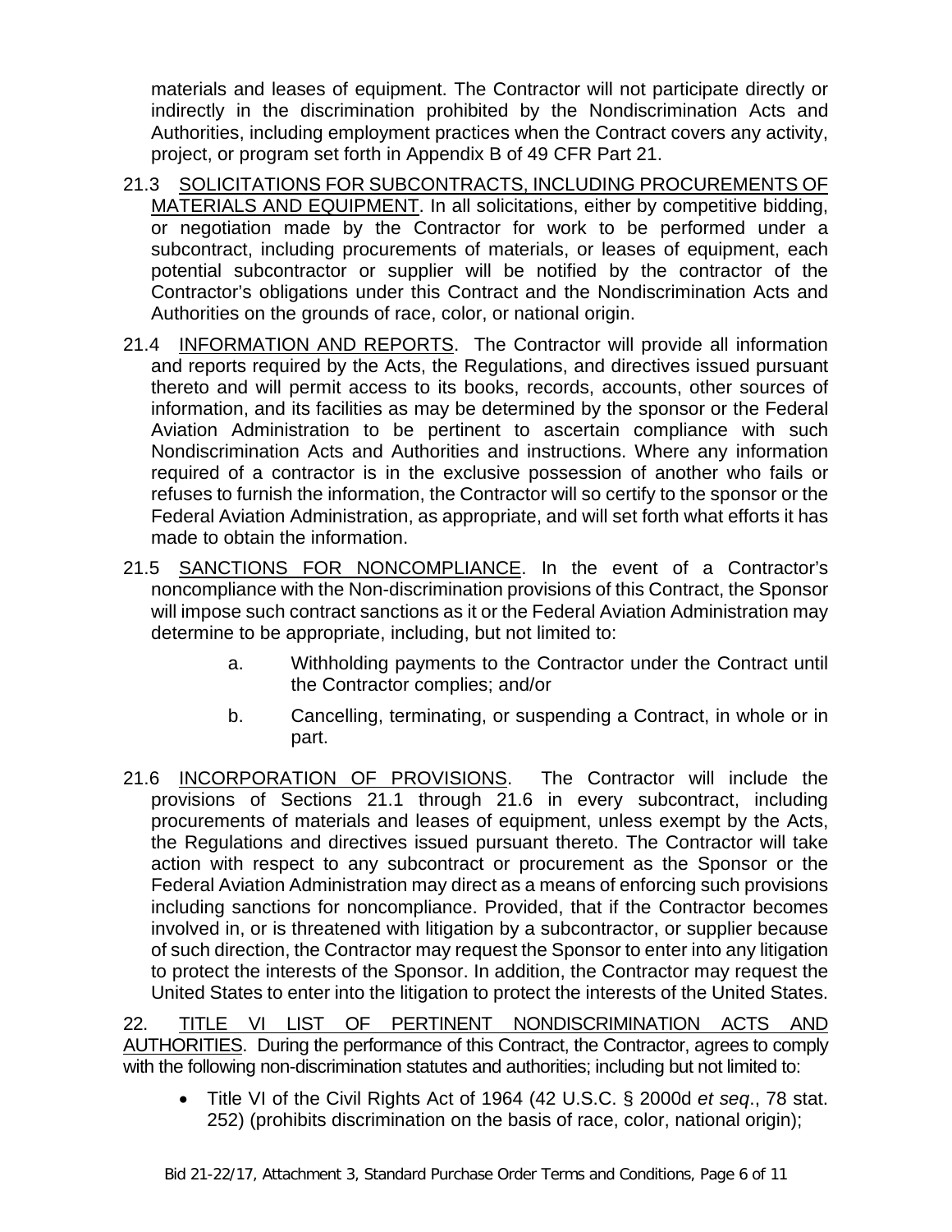materials and leases of equipment. The Contractor will not participate directly or indirectly in the discrimination prohibited by the Nondiscrimination Acts and Authorities, including employment practices when the Contract covers any activity, project, or program set forth in Appendix B of 49 CFR Part 21.

21.3 <u>SOLICITATIONS FOR SUBCONTRACTS, INCLUDING PROCUREMENTS OF MATERIALS AND EQUIPMENT</u>. In all solicitations, either by competitive bidding, or negotiation made by the Contractor for work to be performed under a subcontract, including procurements of materials, or leases of equipment, each potential subcontractor or supplier will be notified by the contractor of the Contractor's obligations under this Contract and the Nondiscrimination Acts and Authorities on the grounds of race, color, or national origin.

21.4 <u>INFORMATION AND REPORTS</u>. The Contractor will provide all information and reports required by the Acts, the Regulations, and directives issued pursuant thereto and will permit access to its books, records, accounts, other sources of information, and its facilities as may be determined by the sponsor or the Federal Aviation Administration to be pertinent to ascertain compliance with such Nondiscrimination Acts and Authorities and instructions. Where any information required of a contractor is in the exclusive possession of another who fails or refuses to furnish the information, the Contractor will so certify to the sponsor or the Federal Aviation Administration, as appropriate, and will set forth what efforts it has made to obtain the information.

21.5 <u>SANCTIONS FOR NONCOMPLIANCE</u>. In the event of a Contractor's noncompliance with the Non-discrimination provisions of this Contract, the Sponsor will impose such contract sanctions as it or the Federal Aviation Administration may determine to be appropriate, including, but not limited to:

a. Withholding payments to the Contractor under the Contract until the Contractor complies; and/or

b. Cancelling, terminating, or suspending a Contract, in whole or in part.

21.6 <u>INCORPORATION OF PROVISIONS</u>. The Contractor will include the provisions of Sections 21.1 through 21.6 in every subcontract, including procurements of materials and leases of equipment, unless exempt by the Acts, the Regulations and directives issued pursuant thereto. The Contractor will take action with respect to any subcontract or procurement as the Sponsor or the Federal Aviation Administration may direct as a means of enforcing such provisions including sanctions for noncompliance. Provided, that if the Contractor becomes involved in, or is threatened with litigation by a subcontractor, or supplier because of such direction, the Contractor may request the Sponsor to enter into any litigation to protect the interests of the Sponsor. In addition, the Contractor may request the United States to enter into the litigation to protect the interests of the United States.

22. <u>TITLE VI LIST OF PERTINENT NONDISCRIMINATION ACTS AND AUTHORITIES</u>. During the performance of this Contract, the Contractor, agrees to comply with the following non-discrimination statutes and authorities; including but not limited to:

- Title VI of the Civil Rights Act of 1964 (42 U.S.C. § 2000d *et seq*., 78 stat. 252) (prohibits discrimination on the basis of race, color, national origin);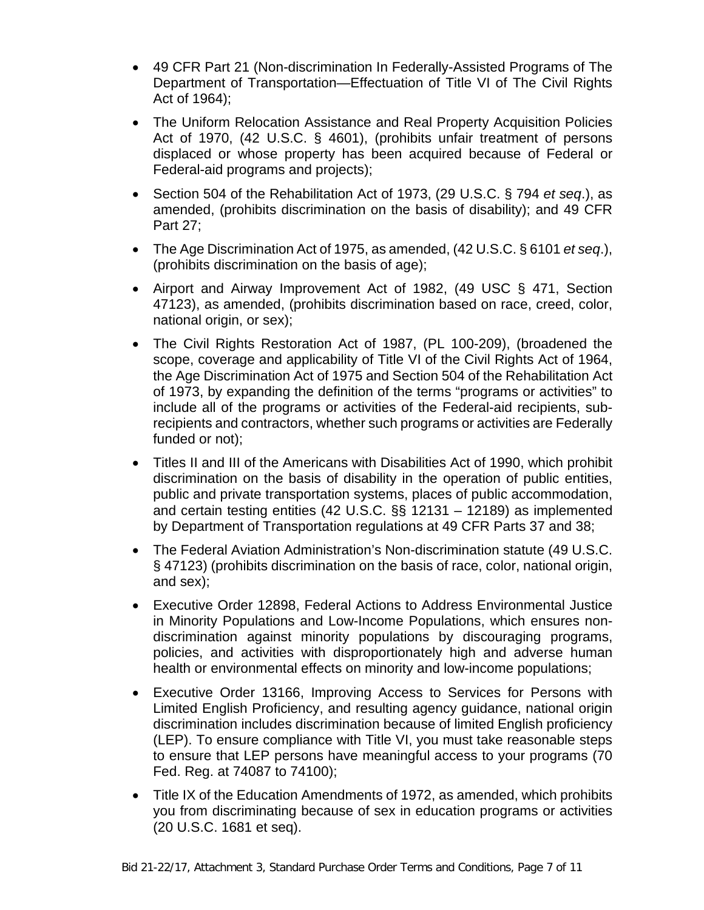- 49 CFR Part 21 (Non-discrimination In Federally-Assisted Programs of The Department of Transportation—Effectuation of Title VI of The Civil Rights Act of 1964);
- The Uniform Relocation Assistance and Real Property Acquisition Policies Act of 1970, (42 U.S.C. § 4601), (prohibits unfair treatment of persons displaced or whose property has been acquired because of Federal or Federal-aid programs and projects);
- Section 504 of the Rehabilitation Act of 1973, (29 U.S.C. § 794 *et seq*.), as amended, (prohibits discrimination on the basis of disability); and 49 CFR Part 27;
- The Age Discrimination Act of 1975, as amended, (42 U.S.C. § 6101 *et seq*.), (prohibits discrimination on the basis of age);
- Airport and Airway Improvement Act of 1982, (49 USC § 471, Section 47123), as amended, (prohibits discrimination based on race, creed, color, national origin, or sex);
- The Civil Rights Restoration Act of 1987, (PL 100-209), (broadened the scope, coverage and applicability of Title VI of the Civil Rights Act of 1964, the Age Discrimination Act of 1975 and Section 504 of the Rehabilitation Act of 1973, by expanding the definition of the terms "programs or activities" to include all of the programs or activities of the Federal-aid recipients, sub-recipients and contractors, whether such programs or activities are Federally funded or not);
- Titles II and III of the Americans with Disabilities Act of 1990, which prohibit discrimination on the basis of disability in the operation of public entities, public and private transportation systems, places of public accommodation, and certain testing entities (42 U.S.C. §§ 12131 – 12189) as implemented by Department of Transportation regulations at 49 CFR Parts 37 and 38;
- The Federal Aviation Administration's Non-discrimination statute (49 U.S.C. § 47123) (prohibits discrimination on the basis of race, color, national origin, and sex);
- Executive Order 12898, Federal Actions to Address Environmental Justice in Minority Populations and Low-Income Populations, which ensures non-discrimination against minority populations by discouraging programs, policies, and activities with disproportionately high and adverse human health or environmental effects on minority and low-income populations;
- Executive Order 13166, Improving Access to Services for Persons with Limited English Proficiency, and resulting agency guidance, national origin discrimination includes discrimination because of limited English proficiency (LEP). To ensure compliance with Title VI, you must take reasonable steps to ensure that LEP persons have meaningful access to your programs (70 Fed. Reg. at 74087 to 74100);
- Title IX of the Education Amendments of 1972, as amended, which prohibits you from discriminating because of sex in education programs or activities (20 U.S.C. 1681 et seq).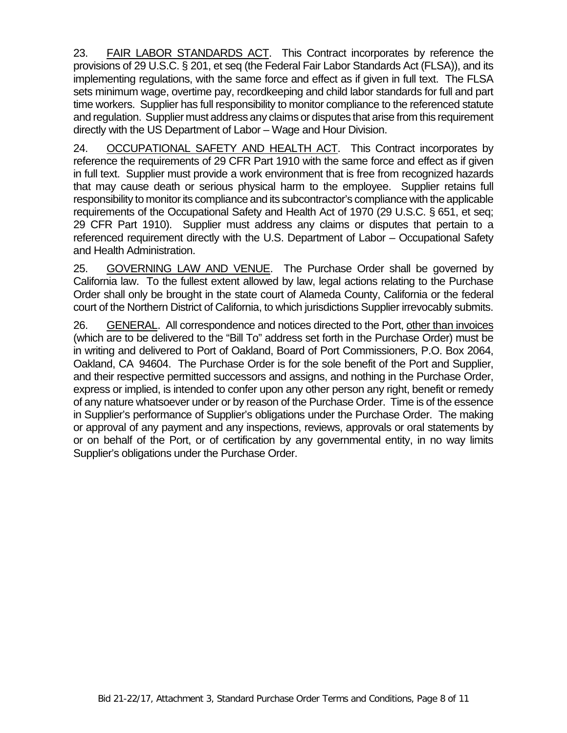23. <u>FAIR LABOR STANDARDS ACT</u>. This Contract incorporates by reference the provisions of 29 U.S.C. § 201, et seq (the Federal Fair Labor Standards Act (FLSA)), and its implementing regulations, with the same force and effect as if given in full text. The FLSA sets minimum wage, overtime pay, recordkeeping and child labor standards for full and part time workers. Supplier has full responsibility to monitor compliance to the referenced statute and regulation. Supplier must address any claims or disputes that arise from this requirement directly with the US Department of Labor – Wage and Hour Division.

24. <u>OCCUPATIONAL SAFETY AND HEALTH ACT</u>. This Contract incorporates by reference the requirements of 29 CFR Part 1910 with the same force and effect as if given in full text. Supplier must provide a work environment that is free from recognized hazards that may cause death or serious physical harm to the employee. Supplier retains full responsibility to monitor its compliance and its subcontractor's compliance with the applicable requirements of the Occupational Safety and Health Act of 1970 (29 U.S.C. § 651, et seq; 29 CFR Part 1910). Supplier must address any claims or disputes that pertain to a referenced requirement directly with the U.S. Department of Labor – Occupational Safety and Health Administration.

25. <u>GOVERNING LAW AND VENUE</u>. The Purchase Order shall be governed by California law. To the fullest extent allowed by law, legal actions relating to the Purchase Order shall only be brought in the state court of Alameda County, California or the federal court of the Northern District of California, to which jurisdictions Supplier irrevocably submits.

26. <u>GENERAL</u>. All correspondence and notices directed to the Port, <u>other than invoices</u> (which are to be delivered to the "Bill To" address set forth in the Purchase Order) must be in writing and delivered to Port of Oakland, Board of Port Commissioners, P.O. Box 2064, Oakland, CA 94604. The Purchase Order is for the sole benefit of the Port and Supplier, and their respective permitted successors and assigns, and nothing in the Purchase Order, express or implied, is intended to confer upon any other person any right, benefit or remedy of any nature whatsoever under or by reason of the Purchase Order. Time is of the essence in Supplier's performance of Supplier's obligations under the Purchase Order. The making or approval of any payment and any inspections, reviews, approvals or oral statements by or on behalf of the Port, or of certification by any governmental entity, in no way limits Supplier's obligations under the Purchase Order.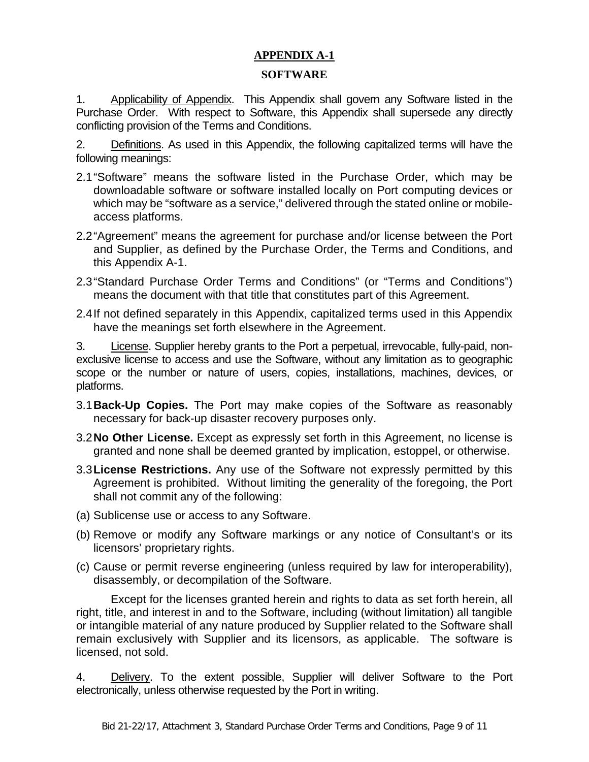# APPENDIX A-1

## SOFTWARE

1. Applicability of Appendix. This Appendix shall govern any Software listed in the Purchase Order. With respect to Software, this Appendix shall supersede any directly conflicting provision of the Terms and Conditions.

2. Definitions. As used in this Appendix, the following capitalized terms will have the following meanings:

2.1 "Software" means the software listed in the Purchase Order, which may be downloadable software or software installed locally on Port computing devices or which may be "software as a service," delivered through the stated online or mobile-access platforms.

2.2 "Agreement" means the agreement for purchase and/or license between the Port and Supplier, as defined by the Purchase Order, the Terms and Conditions, and this Appendix A-1.

2.3 "Standard Purchase Order Terms and Conditions" (or "Terms and Conditions") means the document with that title that constitutes part of this Agreement.

2.4 If not defined separately in this Appendix, capitalized terms used in this Appendix have the meanings set forth elsewhere in the Agreement.

3. License. Supplier hereby grants to the Port a perpetual, irrevocable, fully-paid, non-exclusive license to access and use the Software, without any limitation as to geographic scope or the number or nature of users, copies, installations, machines, devices, or platforms.

3.1 **Back-Up Copies.** The Port may make copies of the Software as reasonably necessary for back-up disaster recovery purposes only.

3.2 **No Other License.** Except as expressly set forth in this Agreement, no license is granted and none shall be deemed granted by implication, estoppel, or otherwise.

3.3 **License Restrictions.** Any use of the Software not expressly permitted by this Agreement is prohibited. Without limiting the generality of the foregoing, the Port shall not commit any of the following:

(a) Sublicense use or access to any Software.

(b) Remove or modify any Software markings or any notice of Consultant's or its licensors' proprietary rights.

(c) Cause or permit reverse engineering (unless required by law for interoperability), disassembly, or decompilation of the Software.

Except for the licenses granted herein and rights to data as set forth herein, all right, title, and interest in and to the Software, including (without limitation) all tangible or intangible material of any nature produced by Supplier related to the Software shall remain exclusively with Supplier and its licensors, as applicable. The software is licensed, not sold.

4. Delivery. To the extent possible, Supplier will deliver Software to the Port electronically, unless otherwise requested by the Port in writing.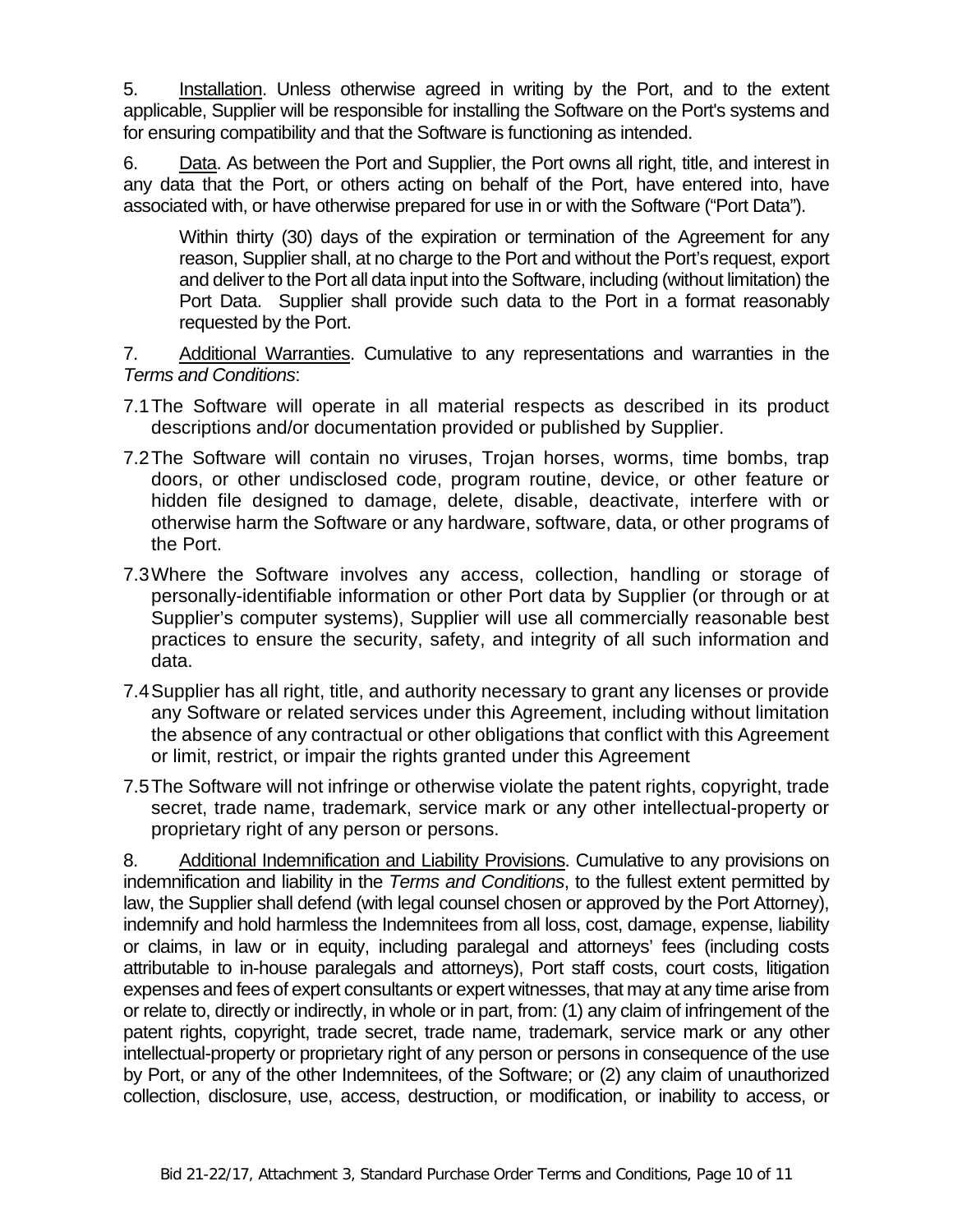5. Installation. Unless otherwise agreed in writing by the Port, and to the extent applicable, Supplier will be responsible for installing the Software on the Port's systems and for ensuring compatibility and that the Software is functioning as intended.

6. Data. As between the Port and Supplier, the Port owns all right, title, and interest in any data that the Port, or others acting on behalf of the Port, have entered into, have associated with, or have otherwise prepared for use in or with the Software ("Port Data").

> Within thirty (30) days of the expiration or termination of the Agreement for any reason, Supplier shall, at no charge to the Port and without the Port's request, export and deliver to the Port all data input into the Software, including (without limitation) the Port Data. Supplier shall provide such data to the Port in a format reasonably requested by the Port.

7. Additional Warranties. Cumulative to any representations and warranties in the *Terms and Conditions*:

7.1 The Software will operate in all material respects as described in its product descriptions and/or documentation provided or published by Supplier.

7.2 The Software will contain no viruses, Trojan horses, worms, time bombs, trap doors, or other undisclosed code, program routine, device, or other feature or hidden file designed to damage, delete, disable, deactivate, interfere with or otherwise harm the Software or any hardware, software, data, or other programs of the Port.

7.3 Where the Software involves any access, collection, handling or storage of personally-identifiable information or other Port data by Supplier (or through or at Supplier's computer systems), Supplier will use all commercially reasonable best practices to ensure the security, safety, and integrity of all such information and data.

7.4 Supplier has all right, title, and authority necessary to grant any licenses or provide any Software or related services under this Agreement, including without limitation the absence of any contractual or other obligations that conflict with this Agreement or limit, restrict, or impair the rights granted under this Agreement

7.5 The Software will not infringe or otherwise violate the patent rights, copyright, trade secret, trade name, trademark, service mark or any other intellectual-property or proprietary right of any person or persons.

8. Additional Indemnification and Liability Provisions. Cumulative to any provisions on indemnification and liability in the *Terms and Conditions*, to the fullest extent permitted by law, the Supplier shall defend (with legal counsel chosen or approved by the Port Attorney), indemnify and hold harmless the Indemnitees from all loss, cost, damage, expense, liability or claims, in law or in equity, including paralegal and attorneys' fees (including costs attributable to in-house paralegals and attorneys), Port staff costs, court costs, litigation expenses and fees of expert consultants or expert witnesses, that may at any time arise from or relate to, directly or indirectly, in whole or in part, from: (1) any claim of infringement of the patent rights, copyright, trade secret, trade name, trademark, service mark or any other intellectual-property or proprietary right of any person or persons in consequence of the use by Port, or any of the other Indemnitees, of the Software; or (2) any claim of unauthorized collection, disclosure, use, access, destruction, or modification, or inability to access, or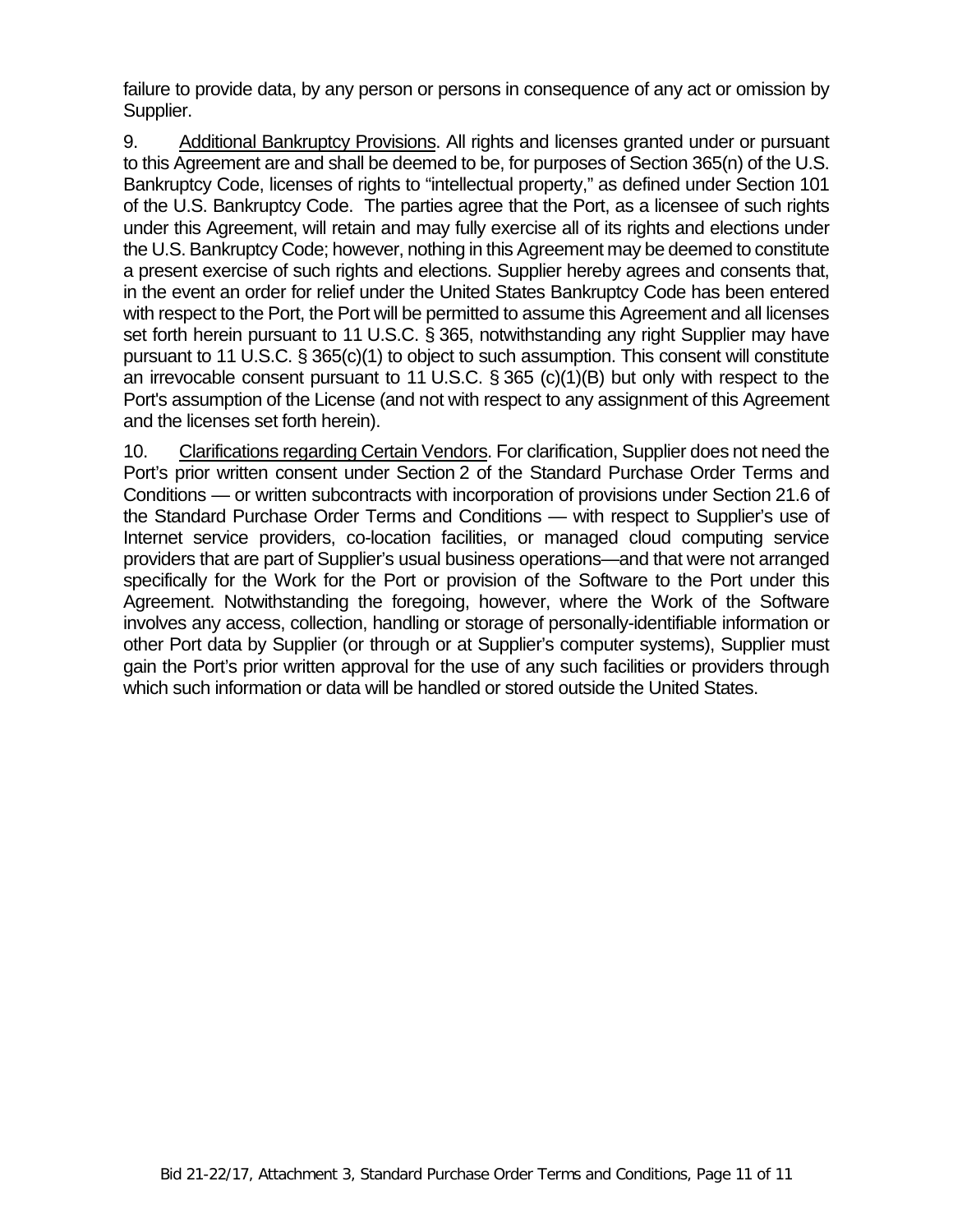failure to provide data, by any person or persons in consequence of any act or omission by Supplier.

9. Additional Bankruptcy Provisions. All rights and licenses granted under or pursuant to this Agreement are and shall be deemed to be, for purposes of Section 365(n) of the U.S. Bankruptcy Code, licenses of rights to "intellectual property," as defined under Section 101 of the U.S. Bankruptcy Code. The parties agree that the Port, as a licensee of such rights under this Agreement, will retain and may fully exercise all of its rights and elections under the U.S. Bankruptcy Code; however, nothing in this Agreement may be deemed to constitute a present exercise of such rights and elections. Supplier hereby agrees and consents that, in the event an order for relief under the United States Bankruptcy Code has been entered with respect to the Port, the Port will be permitted to assume this Agreement and all licenses set forth herein pursuant to 11 U.S.C. § 365, notwithstanding any right Supplier may have pursuant to 11 U.S.C. § 365(c)(1) to object to such assumption. This consent will constitute an irrevocable consent pursuant to 11 U.S.C. § 365 (c)(1)(B) but only with respect to the Port's assumption of the License (and not with respect to any assignment of this Agreement and the licenses set forth herein).

10. Clarifications regarding Certain Vendors. For clarification, Supplier does not need the Port's prior written consent under Section 2 of the Standard Purchase Order Terms and Conditions — or written subcontracts with incorporation of provisions under Section 21.6 of the Standard Purchase Order Terms and Conditions — with respect to Supplier's use of Internet service providers, co-location facilities, or managed cloud computing service providers that are part of Supplier's usual business operations—and that were not arranged specifically for the Work for the Port or provision of the Software to the Port under this Agreement. Notwithstanding the foregoing, however, where the Work of the Software involves any access, collection, handling or storage of personally-identifiable information or other Port data by Supplier (or through or at Supplier's computer systems), Supplier must gain the Port's prior written approval for the use of any such facilities or providers through which such information or data will be handled or stored outside the United States.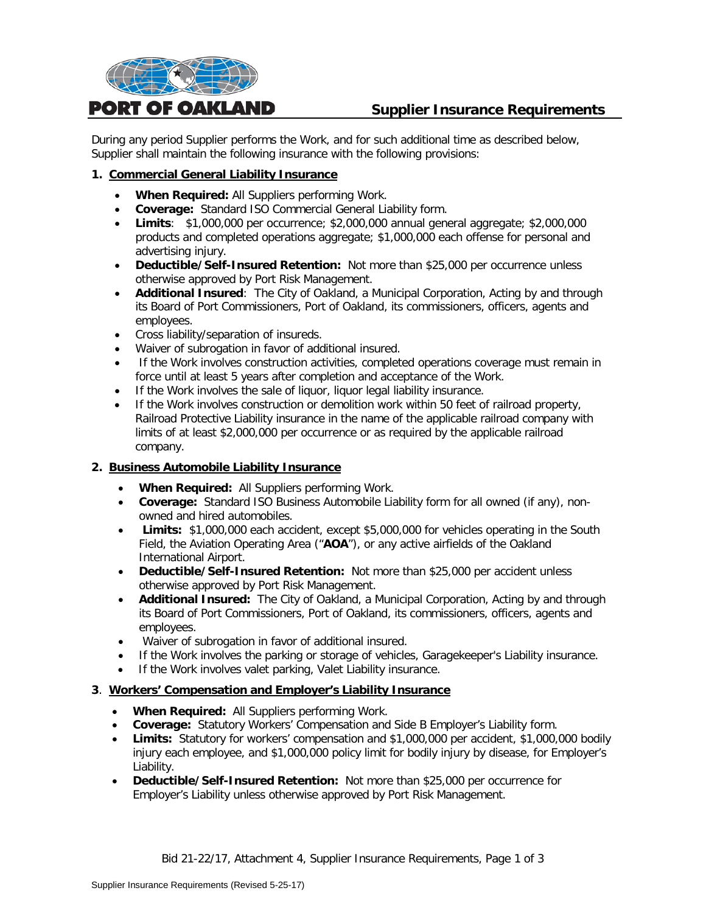# PORT OF OAKLAND

## Supplier Insurance Requirements

During any period Supplier performs the Work, and for such additional time as described below, Supplier shall maintain the following insurance with the following provisions:

### 1. Commercial General Liability Insurance

- **When Required:** All Suppliers performing Work.
- **Coverage:** Standard ISO Commercial General Liability form.
- **Limits**: $1,000,000 per occurrence; $2,000,000 annual general aggregate; $2,000,000 products and completed operations aggregate; $1,000,000 each offense for personal and advertising injury.
- **Deductible/Self-Insured Retention:** Not more than $25,000 per occurrence unless otherwise approved by Port Risk Management.
- **Additional Insured**: The City of Oakland, a Municipal Corporation, Acting by and through its Board of Port Commissioners, Port of Oakland, its commissioners, officers, agents and employees.
- Cross liability/separation of insureds.
- Waiver of subrogation in favor of additional insured.
- If the Work involves construction activities, completed operations coverage must remain in force until at least 5 years after completion and acceptance of the Work.
- If the Work involves the sale of liquor, liquor legal liability insurance.
- If the Work involves construction or demolition work within 50 feet of railroad property, Railroad Protective Liability insurance in the name of the applicable railroad company with limits of at least $2,000,000 per occurrence or as required by the applicable railroad company.

### 2. Business Automobile Liability Insurance

- **When Required:** All Suppliers performing Work.
- **Coverage:** Standard ISO Business Automobile Liability form for all owned (if any), non-owned and hired automobiles.
- **Limits:** $1,000,000 each accident, except $5,000,000 for vehicles operating in the South Field, the Aviation Operating Area ("**AOA**"), or any active airfields of the Oakland International Airport.
- **Deductible/Self-Insured Retention:** Not more than $25,000 per accident unless otherwise approved by Port Risk Management.
- **Additional Insured:** The City of Oakland, a Municipal Corporation, Acting by and through its Board of Port Commissioners, Port of Oakland, its commissioners, officers, agents and employees.
- Waiver of subrogation in favor of additional insured.
- If the Work involves the parking or storage of vehicles, Garagekeeper's Liability insurance.
- If the Work involves valet parking, Valet Liability insurance.

### 3. Workers' Compensation and Employer's Liability Insurance

- **When Required:** All Suppliers performing Work.
- **Coverage:** Statutory Workers' Compensation and Side B Employer's Liability form.
- **Limits:** Statutory for workers' compensation and $1,000,000 per accident, $1,000,000 bodily injury each employee, and $1,000,000 policy limit for bodily injury by disease, for Employer's Liability.
- **Deductible/Self-Insured Retention:** Not more than $25,000 per occurrence for Employer's Liability unless otherwise approved by Port Risk Management.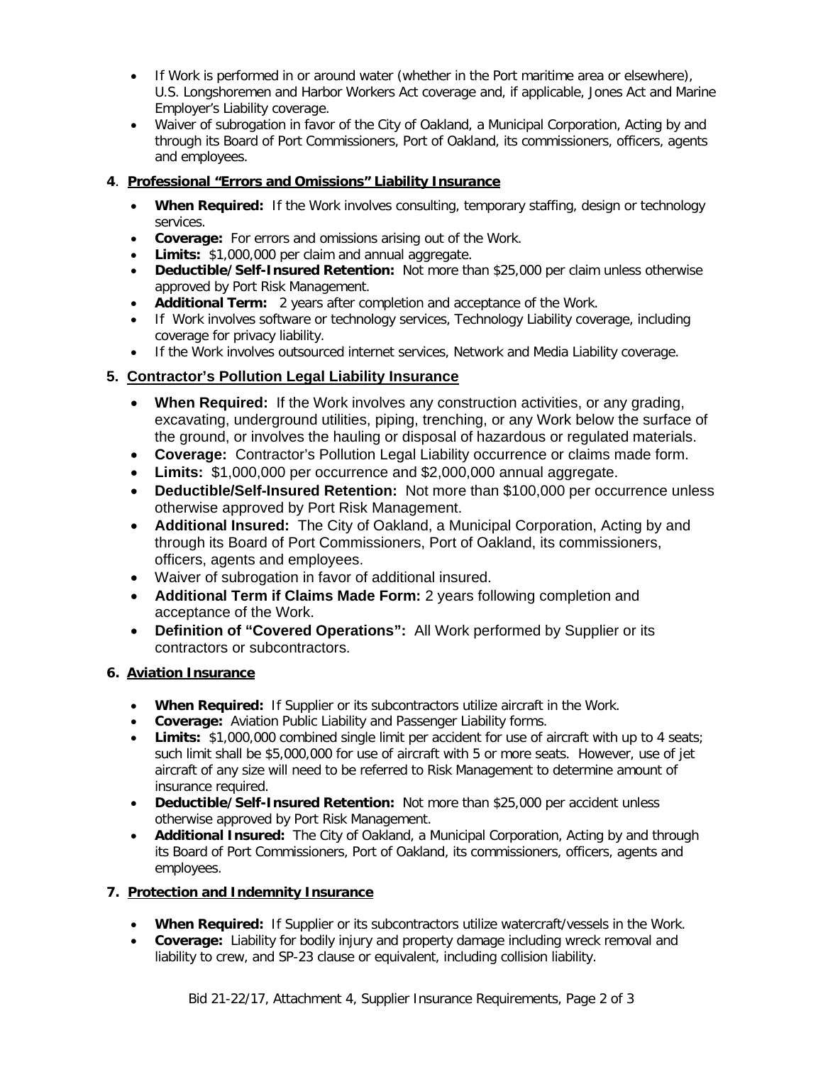- If Work is performed in or around water (whether in the Port maritime area or elsewhere), U.S. Longshoremen and Harbor Workers Act coverage and, if applicable, Jones Act and Marine Employer's Liability coverage.
- Waiver of subrogation in favor of the City of Oakland, a Municipal Corporation, Acting by and through its Board of Port Commissioners, Port of Oakland, its commissioners, officers, agents and employees.

### 4. Professional "Errors and Omissions" Liability Insurance

- **When Required:** If the Work involves consulting, temporary staffing, design or technology services.
- **Coverage:** For errors and omissions arising out of the Work.
- **Limits:** $1,000,000 per claim and annual aggregate.
- **Deductible/Self-Insured Retention:** Not more than $25,000 per claim unless otherwise approved by Port Risk Management.
- **Additional Term:** 2 years after completion and acceptance of the Work.
- If Work involves software or technology services, Technology Liability coverage, including coverage for privacy liability.
- If the Work involves outsourced internet services, Network and Media Liability coverage.

### 5. Contractor's Pollution Legal Liability Insurance

- **When Required:** If the Work involves any construction activities, or any grading, excavating, underground utilities, piping, trenching, or any Work below the surface of the ground, or involves the hauling or disposal of hazardous or regulated materials.
- **Coverage:** Contractor's Pollution Legal Liability occurrence or claims made form.
- **Limits:** $1,000,000 per occurrence and $2,000,000 annual aggregate.
- **Deductible/Self-Insured Retention:** Not more than $100,000 per occurrence unless otherwise approved by Port Risk Management.
- **Additional Insured:** The City of Oakland, a Municipal Corporation, Acting by and through its Board of Port Commissioners, Port of Oakland, its commissioners, officers, agents and employees.
- Waiver of subrogation in favor of additional insured.
- **Additional Term if Claims Made Form:** 2 years following completion and acceptance of the Work.
- **Definition of "Covered Operations":** All Work performed by Supplier or its contractors or subcontractors.

### 6. Aviation Insurance

- **When Required:** If Supplier or its subcontractors utilize aircraft in the Work.
- **Coverage:** Aviation Public Liability and Passenger Liability forms.
- **Limits:** $1,000,000 combined single limit per accident for use of aircraft with up to 4 seats; such limit shall be $5,000,000 for use of aircraft with 5 or more seats. However, use of jet aircraft of any size will need to be referred to Risk Management to determine amount of insurance required.
- **Deductible/Self-Insured Retention:** Not more than $25,000 per accident unless otherwise approved by Port Risk Management.
- **Additional Insured:** The City of Oakland, a Municipal Corporation, Acting by and through its Board of Port Commissioners, Port of Oakland, its commissioners, officers, agents and employees.

### 7. Protection and Indemnity Insurance

- **When Required:** If Supplier or its subcontractors utilize watercraft/vessels in the Work.
- **Coverage:** Liability for bodily injury and property damage including wreck removal and liability to crew, and SP-23 clause or equivalent, including collision liability.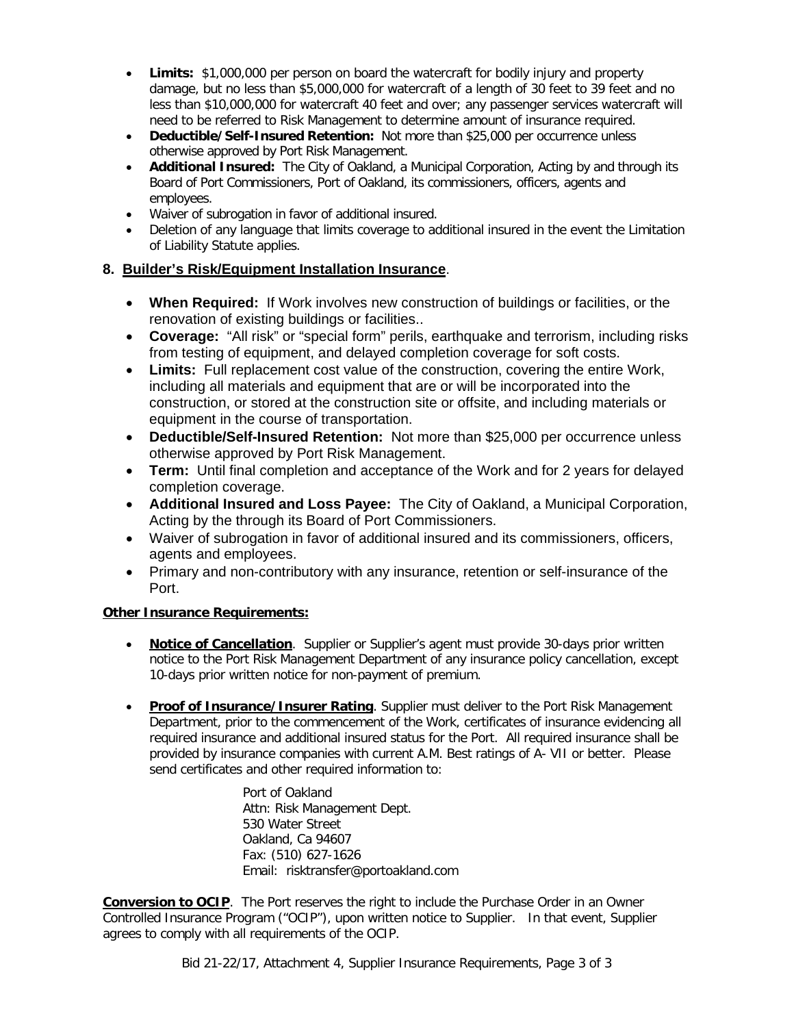- **Limits:** $1,000,000 per person on board the watercraft for bodily injury and property damage, but no less than $5,000,000 for watercraft of a length of 30 feet to 39 feet and no less than $10,000,000 for watercraft 40 feet and over; any passenger services watercraft will need to be referred to Risk Management to determine amount of insurance required.
- **Deductible/Self-Insured Retention:** Not more than $25,000 per occurrence unless otherwise approved by Port Risk Management.
- **Additional Insured:** The City of Oakland, a Municipal Corporation, Acting by and through its Board of Port Commissioners, Port of Oakland, its commissioners, officers, agents and employees.
- Waiver of subrogation in favor of additional insured.
- Deletion of any language that limits coverage to additional insured in the event the Limitation of Liability Statute applies.

## 8. Builder's Risk/Equipment Installation Insurance.

- **When Required:** If Work involves new construction of buildings or facilities, or the renovation of existing buildings or facilities..
- **Coverage:** "All risk" or "special form" perils, earthquake and terrorism, including risks from testing of equipment, and delayed completion coverage for soft costs.
- **Limits:** Full replacement cost value of the construction, covering the entire Work, including all materials and equipment that are or will be incorporated into the construction, or stored at the construction site or offsite, and including materials or equipment in the course of transportation.
- **Deductible/Self-Insured Retention:** Not more than $25,000 per occurrence unless otherwise approved by Port Risk Management.
- **Term:** Until final completion and acceptance of the Work and for 2 years for delayed completion coverage.
- **Additional Insured and Loss Payee:** The City of Oakland, a Municipal Corporation, Acting by the through its Board of Port Commissioners.
- Waiver of subrogation in favor of additional insured and its commissioners, officers, agents and employees.
- Primary and non-contributory with any insurance, retention or self-insurance of the Port.

**Other Insurance Requirements:**

- **Notice of Cancellation**. Supplier or Supplier's agent must provide 30-days prior written notice to the Port Risk Management Department of any insurance policy cancellation, except 10-days prior written notice for non-payment of premium.

- **Proof of Insurance/Insurer Rating**. Supplier must deliver to the Port Risk Management Department, prior to the commencement of the Work, certificates of insurance evidencing all required insurance and additional insured status for the Port. All required insurance shall be provided by insurance companies with current A.M. Best ratings of A- VII or better. Please send certificates and other required information to:

  Port of Oakland
  Attn: Risk Management Dept.
  530 Water Street
  Oakland, Ca 94607
  Fax: (510) 627-1626
  Email: risktransfer@portoakland.com

**Conversion to OCIP**. The Port reserves the right to include the Purchase Order in an Owner Controlled Insurance Program ("OCIP"), upon written notice to Supplier. In that event, Supplier agrees to comply with all requirements of the OCIP.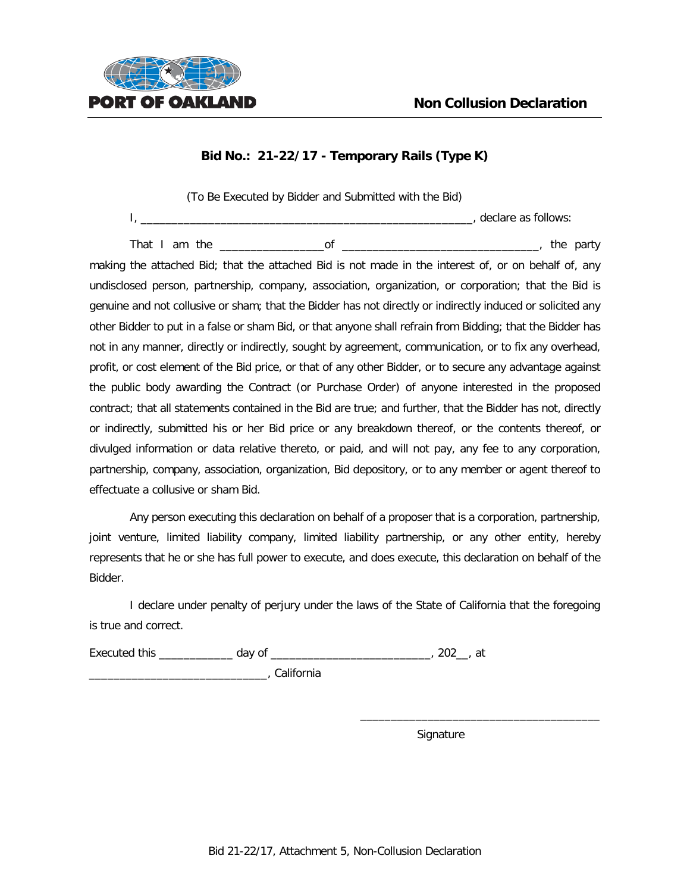PORT OF OAKLAND

# Non Collusion Declaration

## Bid No.: 21-22/17 - Temporary Rails (Type K)

(To Be Executed by Bidder and Submitted with the Bid)

I, _______________________________________________________, declare as follows:

That I am the _________________of ________________________________, the party making the attached Bid; that the attached Bid is not made in the interest of, or on behalf of, any undisclosed person, partnership, company, association, organization, or corporation; that the Bid is genuine and not collusive or sham; that the Bidder has not directly or indirectly induced or solicited any other Bidder to put in a false or sham Bid, or that anyone shall refrain from Bidding; that the Bidder has not in any manner, directly or indirectly, sought by agreement, communication, or to fix any overhead, profit, or cost element of the Bid price, or that of any other Bidder, or to secure any advantage against the public body awarding the Contract (or Purchase Order) of anyone interested in the proposed contract; that all statements contained in the Bid are true; and further, that the Bidder has not, directly or indirectly, submitted his or her Bid price or any breakdown thereof, or the contents thereof, or divulged information or data relative thereto, or paid, and will not pay, any fee to any corporation, partnership, company, association, organization, Bid depository, or to any member or agent thereof to effectuate a collusive or sham Bid.

Any person executing this declaration on behalf of a proposer that is a corporation, partnership, joint venture, limited liability company, limited liability partnership, or any other entity, hereby represents that he or she has full power to execute, and does execute, this declaration on behalf of the Bidder.

I declare under penalty of perjury under the laws of the State of California that the foregoing is true and correct.

Executed this ____________ day of ___________________________, 202__, at _____________________________, California

_______________________________________
Signature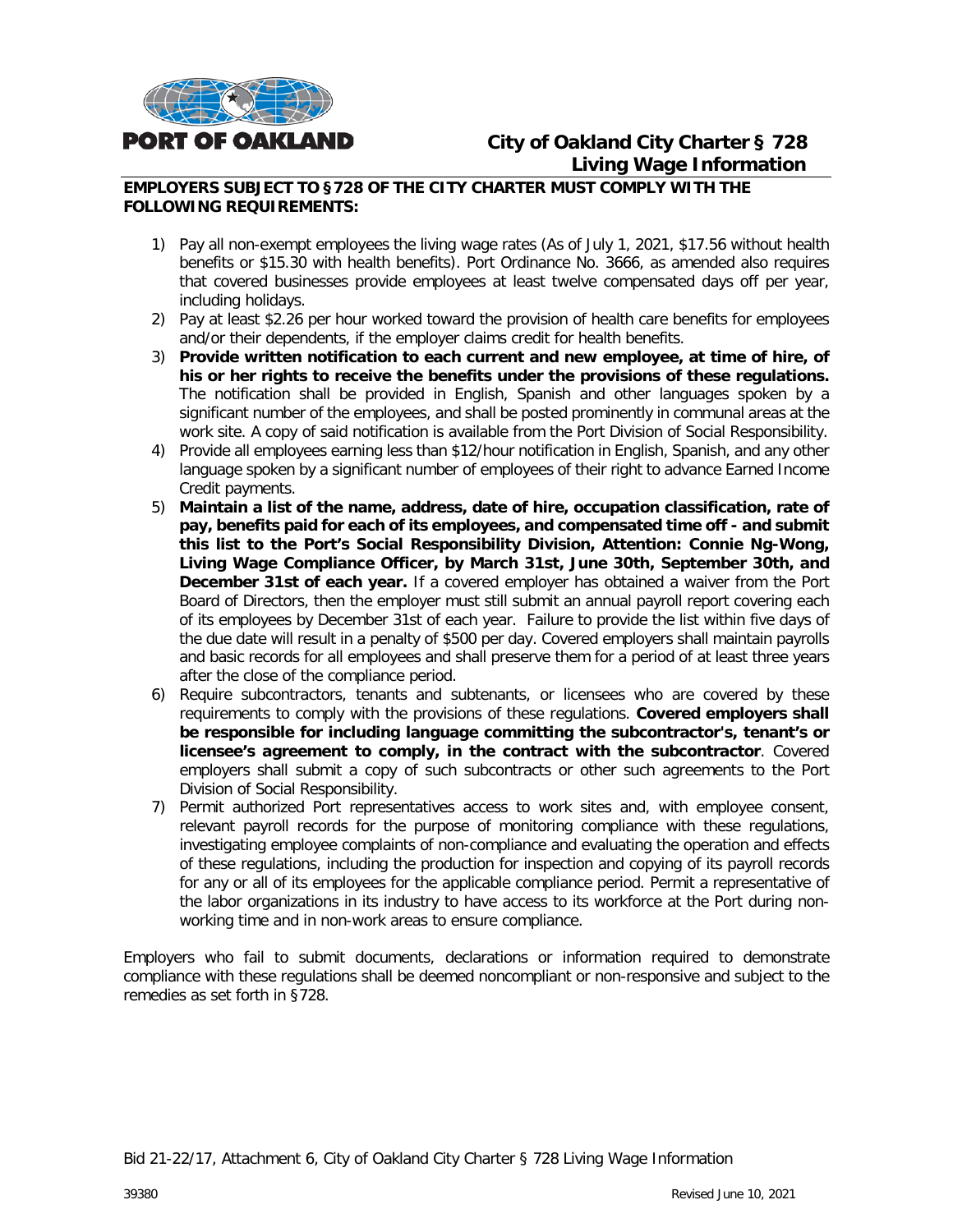PORT OF OAKLAND

# City of Oakland City Charter § 728 Living Wage Information

**EMPLOYERS SUBJECT TO §728 OF THE CITY CHARTER MUST COMPLY WITH THE FOLLOWING REQUIREMENTS:**

1) Pay all non-exempt employees the living wage rates (As of July 1, 2021, $17.56 without health benefits or $15.30 with health benefits). Port Ordinance No. 3666, as amended also requires that covered businesses provide employees at least twelve compensated days off per year, including holidays.
2) Pay at least $2.26 per hour worked toward the provision of health care benefits for employees and/or their dependents, if the employer claims credit for health benefits.
3) **Provide written notification to each current and new employee, at time of hire, of his or her rights to receive the benefits under the provisions of these regulations.** The notification shall be provided in English, Spanish and other languages spoken by a significant number of the employees, and shall be posted prominently in communal areas at the work site. A copy of said notification is available from the Port Division of Social Responsibility.
4) Provide all employees earning less than $12/hour notification in English, Spanish, and any other language spoken by a significant number of employees of their right to advance Earned Income Credit payments.
5) **Maintain a list of the name, address, date of hire, occupation classification, rate of pay, benefits paid for each of its employees, and compensated time off - and submit this list to the Port's Social Responsibility Division, Attention: Connie Ng-Wong, Living Wage Compliance Officer, by March 31st, June 30th, September 30th, and December 31st of each year.** If a covered employer has obtained a waiver from the Port Board of Directors, then the employer must still submit an annual payroll report covering each of its employees by December 31st of each year. Failure to provide the list within five days of the due date will result in a penalty of $500 per day. Covered employers shall maintain payrolls and basic records for all employees and shall preserve them for a period of at least three years after the close of the compliance period.
6) Require subcontractors, tenants and subtenants, or licensees who are covered by these requirements to comply with the provisions of these regulations. **Covered employers shall be responsible for including language committing the subcontractor's, tenant's or licensee's agreement to comply, in the contract with the subcontractor**. Covered employers shall submit a copy of such subcontracts or other such agreements to the Port Division of Social Responsibility.
7) Permit authorized Port representatives access to work sites and, with employee consent, relevant payroll records for the purpose of monitoring compliance with these regulations, investigating employee complaints of non-compliance and evaluating the operation and effects of these regulations, including the production for inspection and copying of its payroll records for any or all of its employees for the applicable compliance period. Permit a representative of the labor organizations in its industry to have access to its workforce at the Port during non-working time and in non-work areas to ensure compliance.

Employers who fail to submit documents, declarations or information required to demonstrate compliance with these regulations shall be deemed noncompliant or non-responsive and subject to the remedies as set forth in §728.

Bid 21-22/17, Attachment 6, City of Oakland City Charter § 728 Living Wage Information

39380 Revised June 10, 2021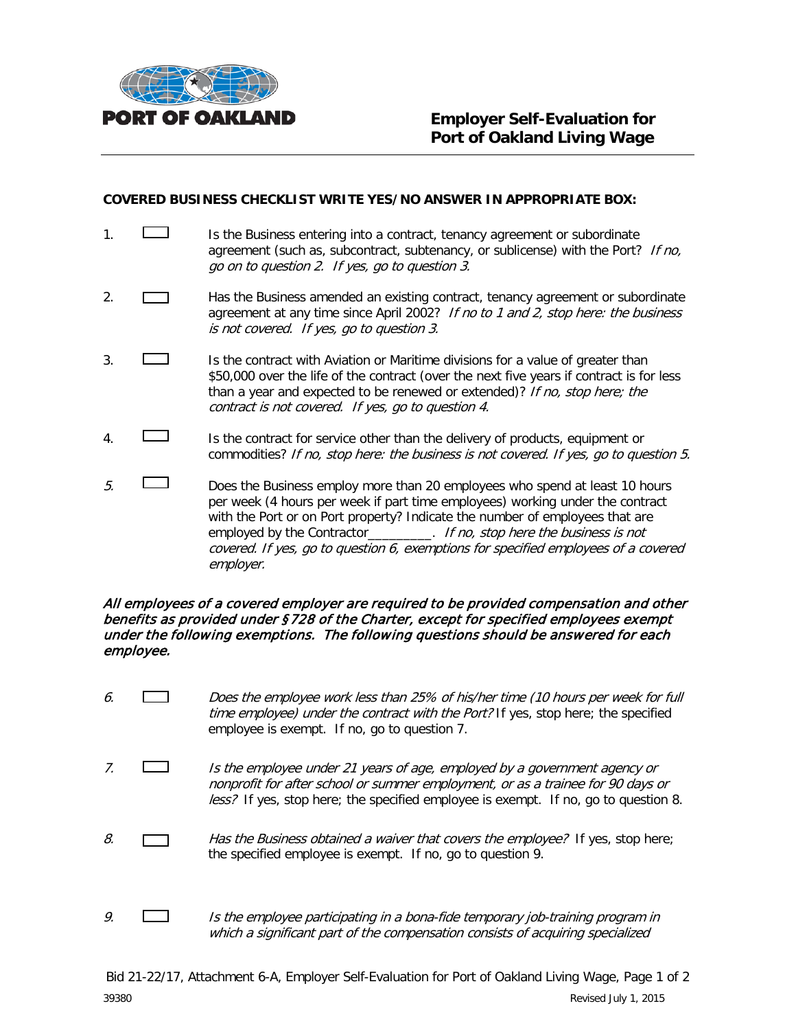**PORT OF OAKLAND**

# Employer Self-Evaluation for Port of Oakland Living Wage

**COVERED BUSINESS CHECKLIST WRITE YES/NO ANSWER IN APPROPRIATE BOX:**

1. ☐ Is the Business entering into a contract, tenancy agreement or subordinate agreement (such as, subcontract, subtenancy, or sublicense) with the Port? *If no, go on to question 2. If yes, go to question 3.*

2. ☐ Has the Business amended an existing contract, tenancy agreement or subordinate agreement at any time since April 2002? *If no to 1 and 2, stop here: the business is not covered. If yes, go to question 3.*

3. ☐ Is the contract with Aviation or Maritime divisions for a value of greater than $50,000 over the life of the contract (over the next five years if contract is for less than a year and expected to be renewed or extended)? *If no, stop here; the contract is not covered. If yes, go to question 4.*

4. ☐ Is the contract for service other than the delivery of products, equipment or commodities? *If no, stop here: the business is not covered. If yes, go to question 5.*

5. ☐ Does the Business employ more than 20 employees who spend at least 10 hours per week (4 hours per week if part time employees) working under the contract with the Port or on Port property? Indicate the number of employees that are employed by the Contractor_________. *If no, stop here the business is not covered. If yes, go to question 6, exemptions for specified employees of a covered employer.*

***All employees of a covered employer are required to be provided compensation and other benefits as provided under §728 of the Charter, except for specified employees exempt under the following exemptions. The following questions should be answered for each employee.***

6. ☐ *Does the employee work less than 25% of his/her time (10 hours per week for full time employee) under the contract with the Port?* If yes, stop here; the specified employee is exempt. If no, go to question 7.

7. ☐ *Is the employee under 21 years of age, employed by a government agency or nonprofit for after school or summer employment, or as a trainee for 90 days or less?* If yes, stop here; the specified employee is exempt. If no, go to question 8.

8. ☐ *Has the Business obtained a waiver that covers the employee?* If yes, stop here; the specified employee is exempt. If no, go to question 9.

9. ☐ *Is the employee participating in a bona-fide temporary job-training program in which a significant part of the compensation consists of acquiring specialized*

Bid 21-22/17, Attachment 6-A, Employer Self-Evaluation for Port of Oakland Living Wage

39380 Revised July 1, 2015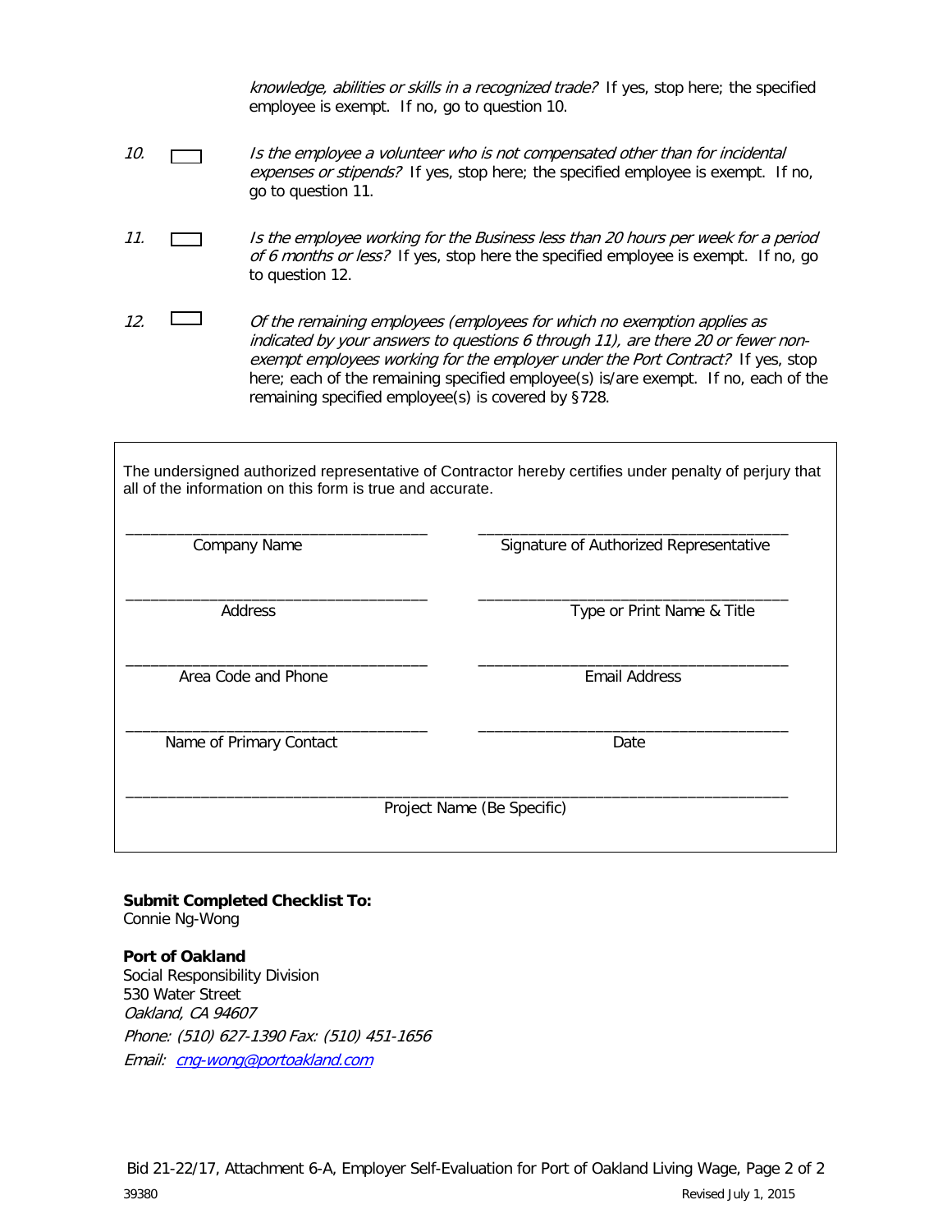*knowledge, abilities or skills in a recognized trade?* If yes, stop here; the specified employee is exempt. If no, go to question 10.

*10.* ☐ *Is the employee a volunteer who is not compensated other than for incidental expenses or stipends?* If yes, stop here; the specified employee is exempt. If no, go to question 11.

*11.* ☐ *Is the employee working for the Business less than 20 hours per week for a period of 6 months or less?* If yes, stop here the specified employee is exempt. If no, go to question 12.

*12.* ☐ *Of the remaining employees (employees for which no exemption applies as indicated by your answers to questions 6 through 11), are there 20 or fewer non-exempt employees working for the employer under the Port Contract?* If yes, stop here; each of the remaining specified employee(s) is/are exempt. If no, each of the remaining specified employee(s) is covered by §728.

---

The undersigned authorized representative of Contractor hereby certifies under penalty of perjury that all of the information on this form is true and accurate.

| | |
|---|---|
| ______________________________ | ______________________________ |
| Company Name | Signature of Authorized Representative |
| ______________________________ | ______________________________ |
| Address | Type or Print Name & Title |
| ______________________________ | ______________________________ |
| Area Code and Phone | Email Address |
| ______________________________ | ______________________________ |
| Name of Primary Contact | Date |

____________________________________________________________

Project Name (Be Specific)

---

**Submit Completed Checklist To:**
Connie Ng-Wong

**Port of Oakland**
Social Responsibility Division
530 Water Street
*Oakland, CA 94607*
*Phone: (510) 627-1390 Fax: (510) 451-1656*
*Email: cng-wong@portoakland.com*

Bid 21-22/17, Attachment 6-A, Employer Self-Evaluation for Port of Oakland Living Wage, Page 2 of 2

39380 Revised July 1, 2015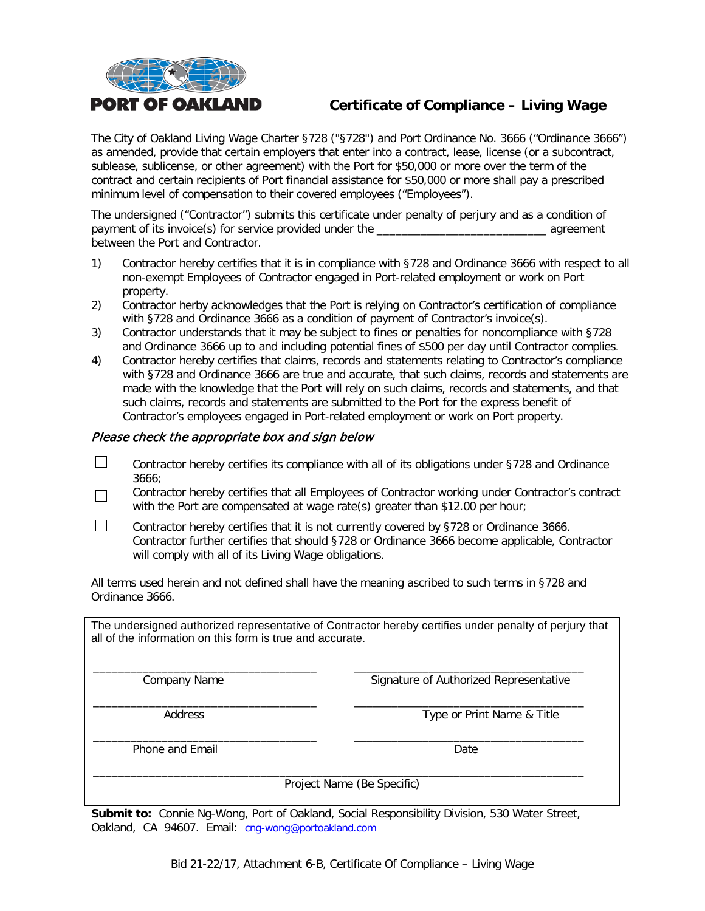**PORT OF OAKLAND**

# Certificate of Compliance – Living Wage

The City of Oakland Living Wage Charter §728 ("§728") and Port Ordinance No. 3666 ("Ordinance 3666") as amended, provide that certain employers that enter into a contract, lease, license (or a subcontract, sublease, sublicense, or other agreement) with the Port for $50,000 or more over the term of the contract and certain recipients of Port financial assistance for $50,000 or more shall pay a prescribed minimum level of compensation to their covered employees ("Employees").

The undersigned ("Contractor") submits this certificate under penalty of perjury and as a condition of payment of its invoice(s) for service provided under the ___________________________ agreement between the Port and Contractor.

1) Contractor hereby certifies that it is in compliance with §728 and Ordinance 3666 with respect to all non-exempt Employees of Contractor engaged in Port-related employment or work on Port property.
2) Contractor herby acknowledges that the Port is relying on Contractor's certification of compliance with §728 and Ordinance 3666 as a condition of payment of Contractor's invoice(s).
3) Contractor understands that it may be subject to fines or penalties for noncompliance with §728 and Ordinance 3666 up to and including potential fines of $500 per day until Contractor complies.
4) Contractor hereby certifies that claims, records and statements relating to Contractor's compliance with §728 and Ordinance 3666 are true and accurate, that such claims, records and statements are made with the knowledge that the Port will rely on such claims, records and statements, and that such claims, records and statements are submitted to the Port for the express benefit of Contractor's employees engaged in Port-related employment or work on Port property.

*Please check the appropriate box and sign below*

- ☐ Contractor hereby certifies its compliance with all of its obligations under §728 and Ordinance 3666;
- ☐ Contractor hereby certifies that all Employees of Contractor working under Contractor's contract with the Port are compensated at wage rate(s) greater than $12.00 per hour;
- ☐ Contractor hereby certifies that it is not currently covered by §728 or Ordinance 3666. Contractor further certifies that should §728 or Ordinance 3666 become applicable, Contractor will comply with all of its Living Wage obligations.

All terms used herein and not defined shall have the meaning ascribed to such terms in §728 and Ordinance 3666.

The undersigned authorized representative of Contractor hereby certifies under penalty of perjury that all of the information on this form is true and accurate.

| | |
|---|---|
| ___________________________________ Company Name | ___________________________________ Signature of Authorized Representative |
| ___________________________________ Address | ___________________________________ Type or Print Name & Title |
| ___________________________________ Phone and Email | ___________________________________ Date |

___________________________________________________________________________
Project Name (Be Specific)

**Submit to:** Connie Ng-Wong, Port of Oakland, Social Responsibility Division, 530 Water Street, Oakland, CA 94607. Email: cng-wong@portoakland.com

Bid 21-22/17, Attachment 6-B, Certificate Of Compliance – Living Wage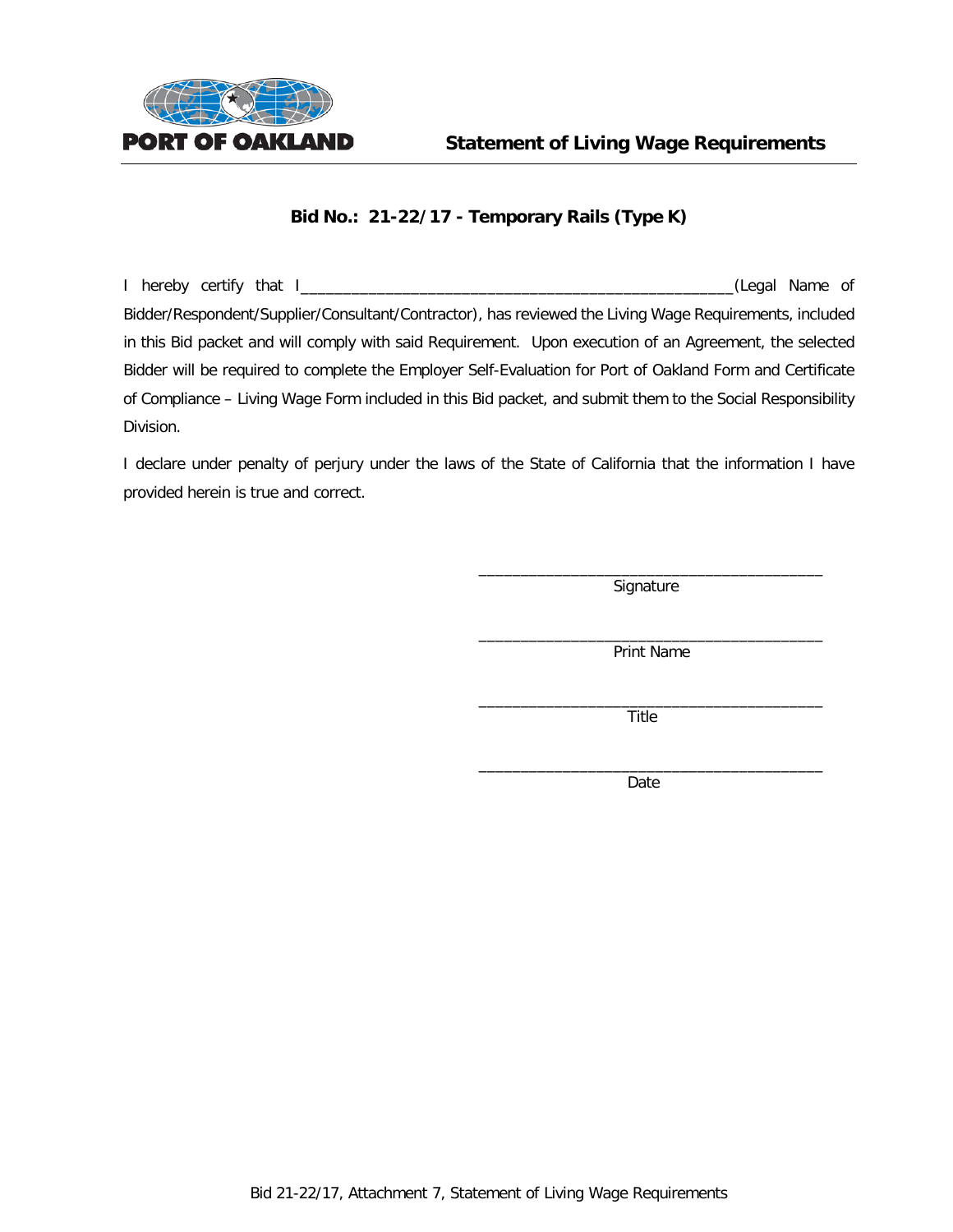PORT OF OAKLAND

# Statement of Living Wage Requirements

**Bid No.: 21-22/17 - Temporary Rails (Type K)**

I hereby certify that I_____________________________________________________(Legal Name of Bidder/Respondent/Supplier/Consultant/Contractor), has reviewed the Living Wage Requirements, included in this Bid packet and will comply with said Requirement. Upon execution of an Agreement, the selected Bidder will be required to complete the Employer Self-Evaluation for Port of Oakland Form and Certificate of Compliance – Living Wage Form included in this Bid packet, and submit them to the Social Responsibility Division.

I declare under penalty of perjury under the laws of the State of California that the information I have provided herein is true and correct.

___________________________________________
Signature

___________________________________________
Print Name

___________________________________________
Title

___________________________________________
Date

Bid 21-22/17, Attachment 7, Statement of Living Wage Requirements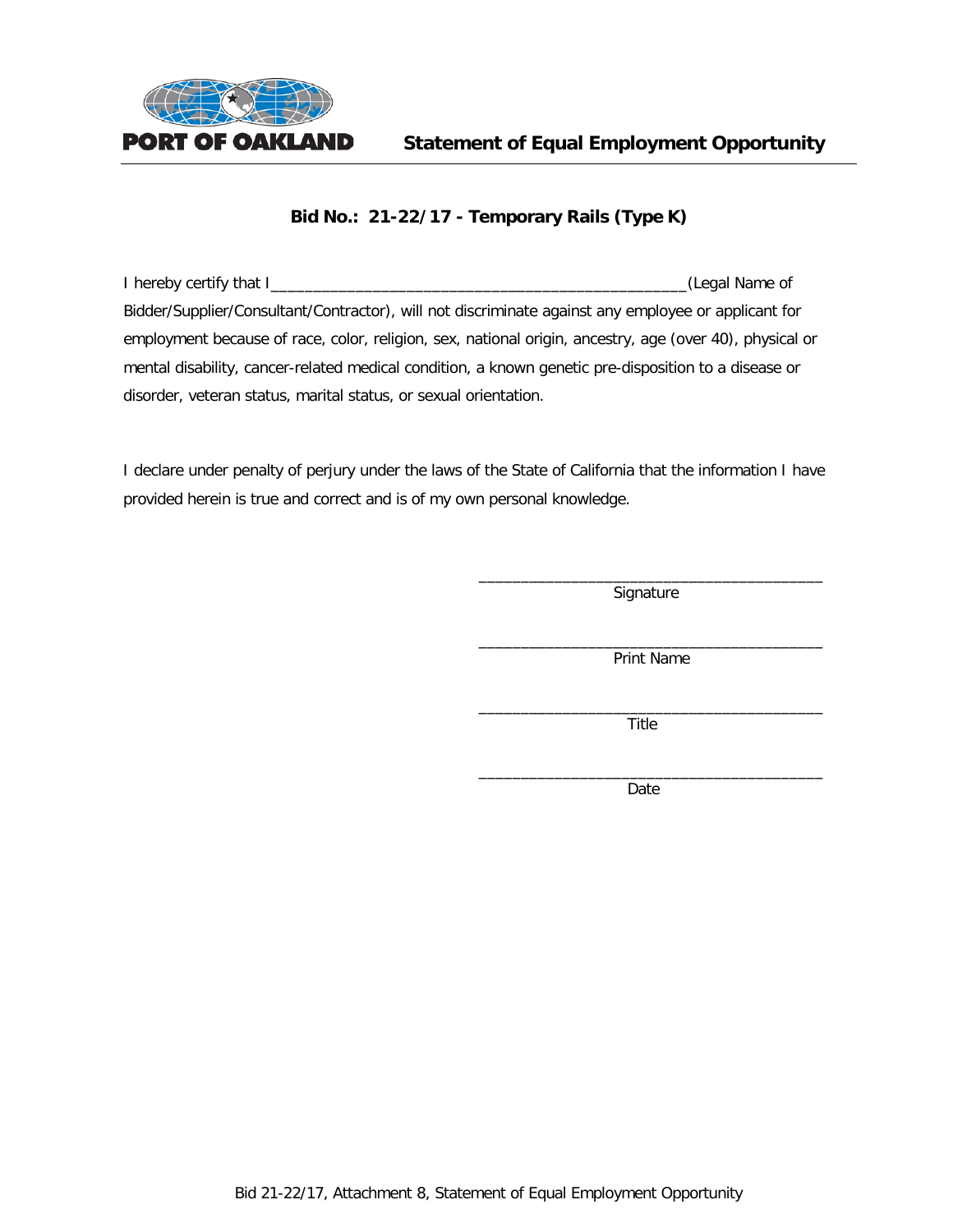**PORT OF OAKLAND**

# Statement of Equal Employment Opportunity

## Bid No.: 21-22/17 - Temporary Rails (Type K)

I hereby certify that I_________________________________________________(Legal Name of Bidder/Supplier/Consultant/Contractor), will not discriminate against any employee or applicant for employment because of race, color, religion, sex, national origin, ancestry, age (over 40), physical or mental disability, cancer-related medical condition, a known genetic pre-disposition to a disease or disorder, veteran status, marital status, or sexual orientation.

I declare under penalty of perjury under the laws of the State of California that the information I have provided herein is true and correct and is of my own personal knowledge.

_________________________________________
Signature

_________________________________________
Print Name

_________________________________________
Title

_________________________________________
Date

Bid 21-22/17, Attachment 8, Statement of Equal Employment Opportunity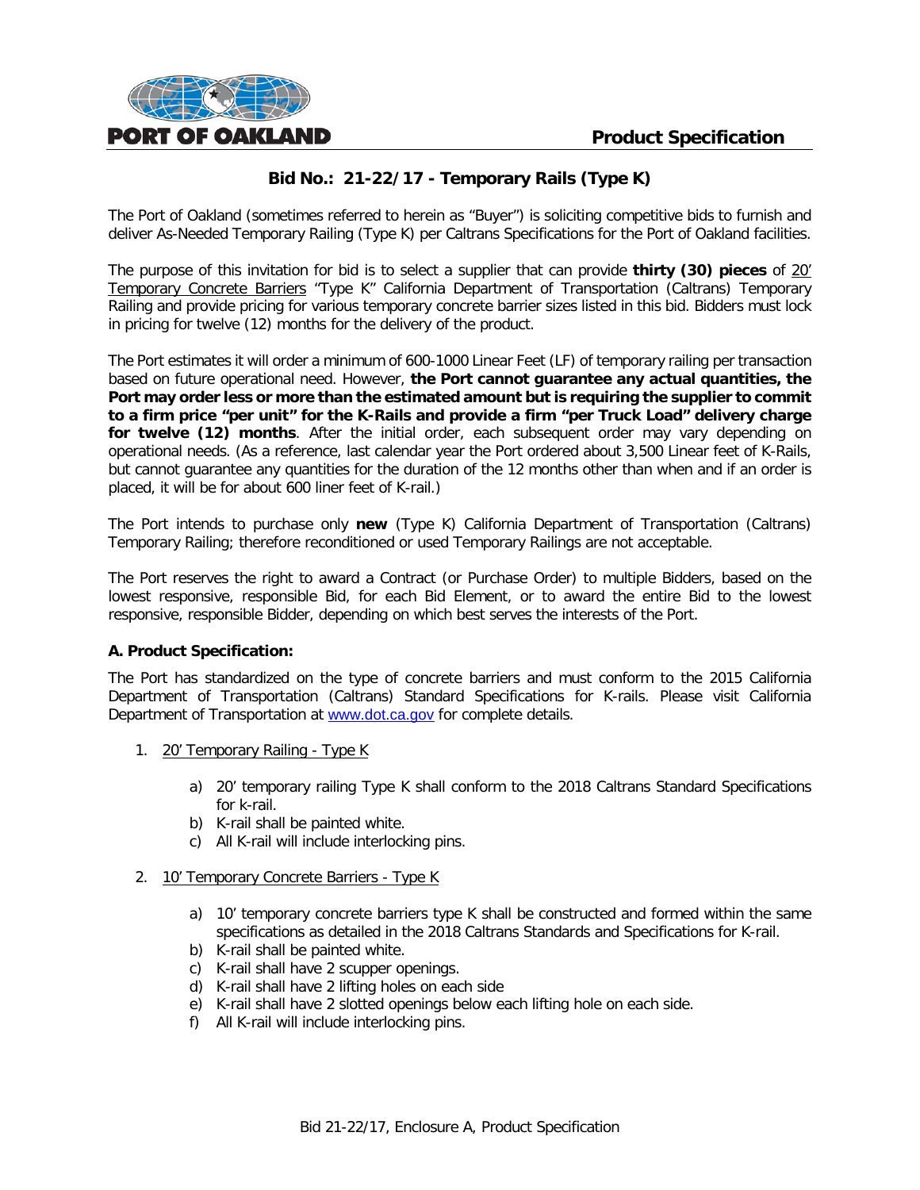**Product Specification**

## Bid No.: 21-22/17 - Temporary Rails (Type K)

The Port of Oakland (sometimes referred to herein as "Buyer") is soliciting competitive bids to furnish and deliver As-Needed Temporary Railing (Type K) per Caltrans Specifications for the Port of Oakland facilities.

The purpose of this invitation for bid is to select a supplier that can provide **thirty (30) pieces** of 20' Temporary Concrete Barriers "Type K" California Department of Transportation (Caltrans) Temporary Railing and provide pricing for various temporary concrete barrier sizes listed in this bid. Bidders must lock in pricing for twelve (12) months for the delivery of the product.

The Port estimates it will order a minimum of 600-1000 Linear Feet (LF) of temporary railing per transaction based on future operational need. However, **the Port cannot guarantee any actual quantities, the Port may order less or more than the estimated amount but is requiring the supplier to commit to a firm price "per unit" for the K-Rails and provide a firm "per Truck Load" delivery charge for twelve (12) months**. After the initial order, each subsequent order may vary depending on operational needs. (As a reference, last calendar year the Port ordered about 3,500 Linear feet of K-Rails, but cannot guarantee any quantities for the duration of the 12 months other than when and if an order is placed, it will be for about 600 liner feet of K-rail.)

The Port intends to purchase only **new** (Type K) California Department of Transportation (Caltrans) Temporary Railing; therefore reconditioned or used Temporary Railings are not acceptable.

The Port reserves the right to award a Contract (or Purchase Order) to multiple Bidders, based on the lowest responsive, responsible Bid, for each Bid Element, or to award the entire Bid to the lowest responsive, responsible Bidder, depending on which best serves the interests of the Port.

**A. Product Specification:**

The Port has standardized on the type of concrete barriers and must conform to the 2015 California Department of Transportation (Caltrans) Standard Specifications for K-rails. Please visit California Department of Transportation at www.dot.ca.gov for complete details.

1. 20' Temporary Railing - Type K
   - a) 20' temporary railing Type K shall conform to the 2018 Caltrans Standard Specifications for k-rail.
   - b) K-rail shall be painted white.
   - c) All K-rail will include interlocking pins.

2. 10' Temporary Concrete Barriers - Type K
   - a) 10' temporary concrete barriers type K shall be constructed and formed within the same specifications as detailed in the 2018 Caltrans Standards and Specifications for K-rail.
   - b) K-rail shall be painted white.
   - c) K-rail shall have 2 scupper openings.
   - d) K-rail shall have 2 lifting holes on each side
   - e) K-rail shall have 2 slotted openings below each lifting hole on each side.
   - f) All K-rail will include interlocking pins.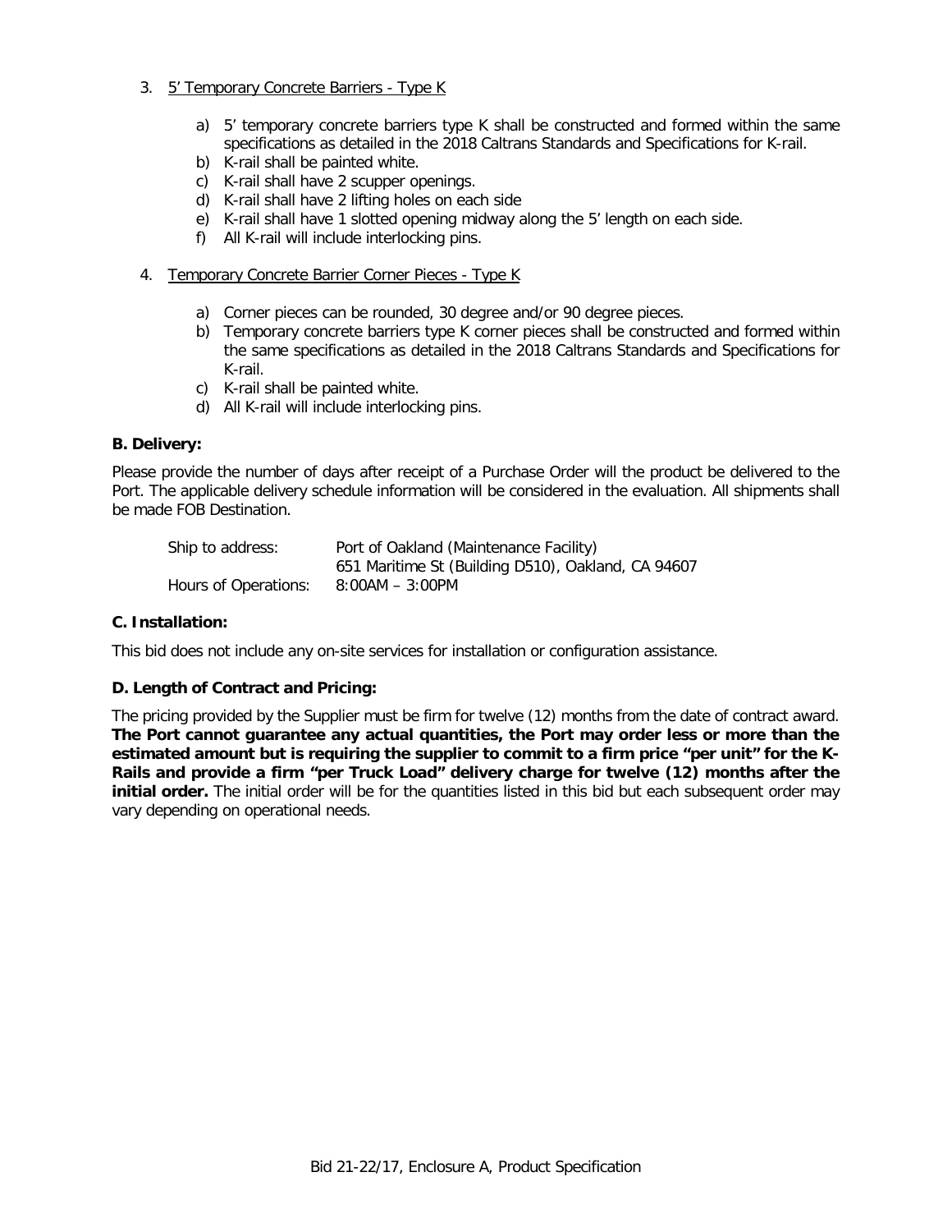3. <u>5' Temporary Concrete Barriers - Type K</u>

    a) 5' temporary concrete barriers type K shall be constructed and formed within the same specifications as detailed in the 2018 Caltrans Standards and Specifications for K-rail.
    b) K-rail shall be painted white.
    c) K-rail shall have 2 scupper openings.
    d) K-rail shall have 2 lifting holes on each side
    e) K-rail shall have 1 slotted opening midway along the 5' length on each side.
    f) All K-rail will include interlocking pins.

4. <u>Temporary Concrete Barrier Corner Pieces - Type K</u>

    a) Corner pieces can be rounded, 30 degree and/or 90 degree pieces.
    b) Temporary concrete barriers type K corner pieces shall be constructed and formed within the same specifications as detailed in the 2018 Caltrans Standards and Specifications for K-rail.
    c) K-rail shall be painted white.
    d) All K-rail will include interlocking pins.

**B. Delivery:**

Please provide the number of days after receipt of a Purchase Order will the product be delivered to the Port. The applicable delivery schedule information will be considered in the evaluation. All shipments shall be made FOB Destination.

| | |
|---|---|
| Ship to address: | Port of Oakland (Maintenance Facility)<br>651 Maritime St (Building D510), Oakland, CA 94607 |
| Hours of Operations: | 8:00AM – 3:00PM |

**C. Installation:**

This bid does not include any on-site services for installation or configuration assistance.

**D. Length of Contract and Pricing:**

The pricing provided by the Supplier must be firm for twelve (12) months from the date of contract award. **The Port cannot guarantee any actual quantities, the Port may order less or more than the estimated amount but is requiring the supplier to commit to a firm price "per unit" for the K-Rails and provide a firm "per Truck Load" delivery charge for twelve (12) months after the initial order.** The initial order will be for the quantities listed in this bid but each subsequent order may vary depending on operational needs.